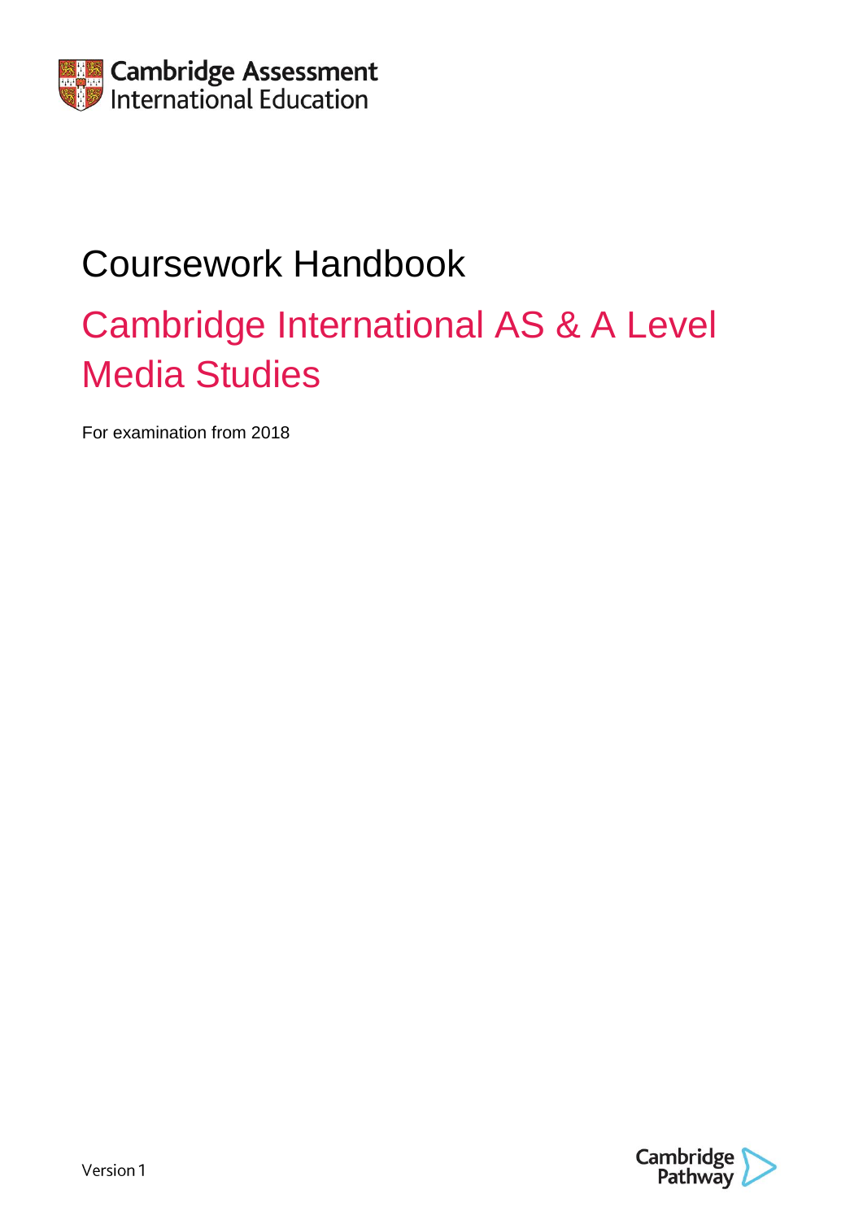Cambridge Assessment International Education

# Coursework Handbook

## Cambridge International AS & A Level Media Studies

For examination from 2018

Version 1

Cambridge Pathway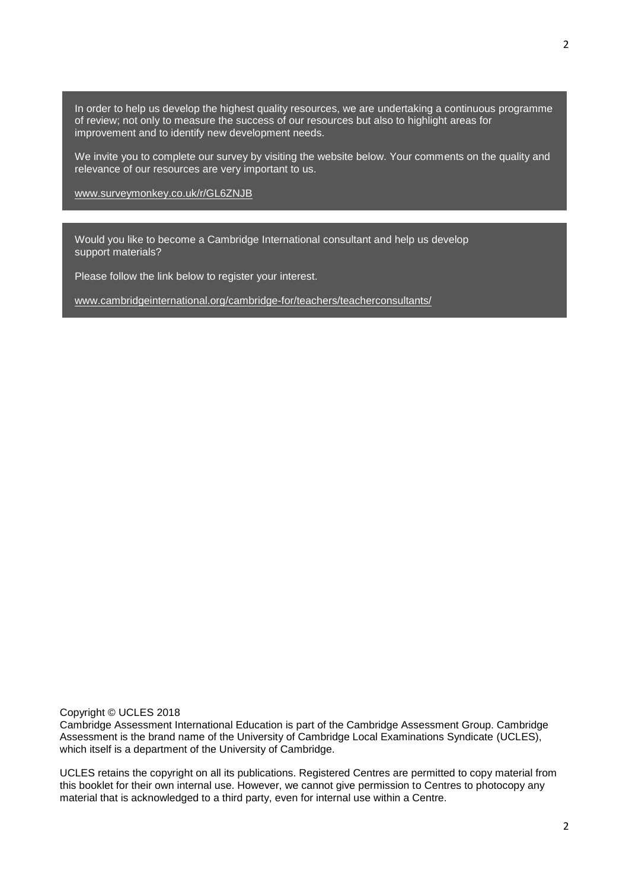In order to help us develop the highest quality resources, we are undertaking a continuous programme of review; not only to measure the success of our resources but also to highlight areas for improvement and to identify new development needs.

We invite you to complete our survey by visiting the website below. Your comments on the quality and relevance of our resources are very important to us.

www.surveymonkey.co.uk/r/GL6ZNJB

Would you like to become a Cambridge International consultant and help us develop support materials?

Please follow the link below to register your interest.

www.cambridgeinternational.org/cambridge-for/teachers/teacherconsultants/

Copyright © UCLES 2018
Cambridge Assessment International Education is part of the Cambridge Assessment Group. Cambridge Assessment is the brand name of the University of Cambridge Local Examinations Syndicate (UCLES), which itself is a department of the University of Cambridge.

UCLES retains the copyright on all its publications. Registered Centres are permitted to copy material from this booklet for their own internal use. However, we cannot give permission to Centres to photocopy any material that is acknowledged to a third party, even for internal use within a Centre.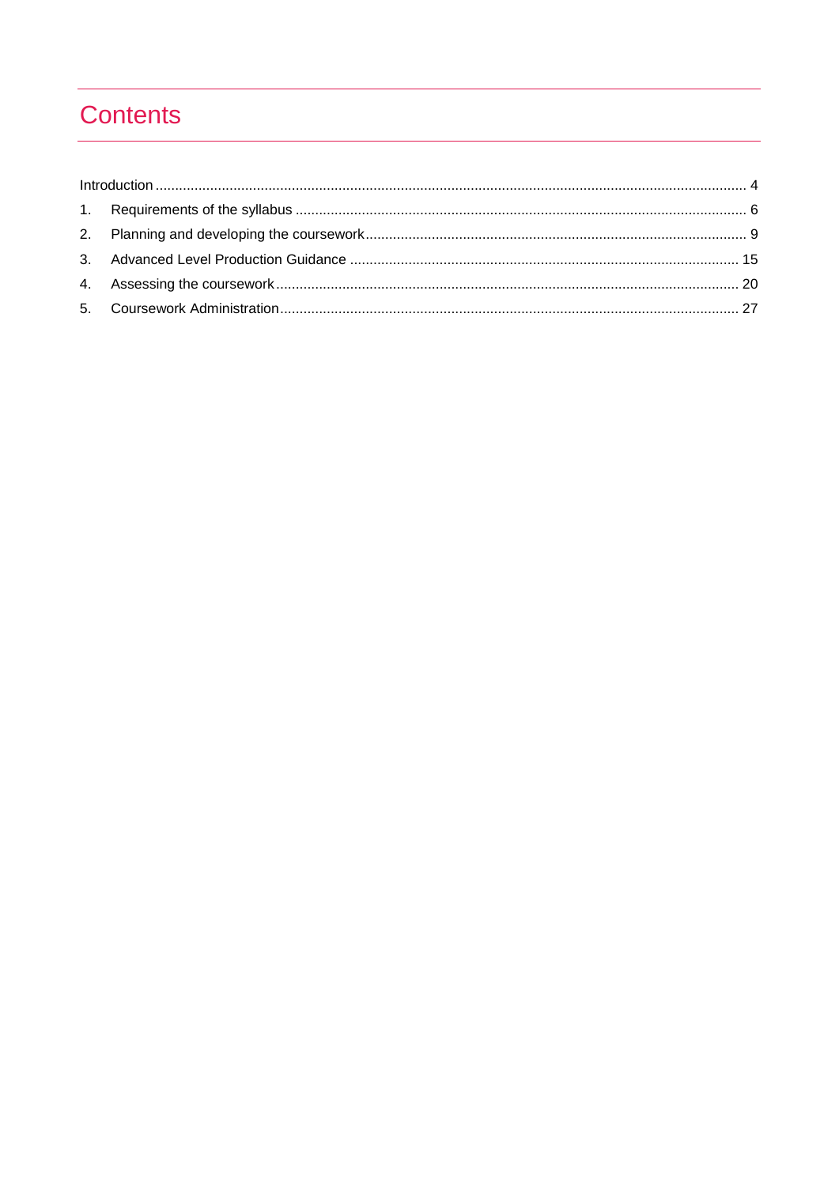# Contents

Introduction ..... 4

1. Requirements of the syllabus ..... 6
2. Planning and developing the coursework ..... 9
3. Advanced Level Production Guidance ..... 15
4. Assessing the coursework ..... 20
5. Coursework Administration ..... 27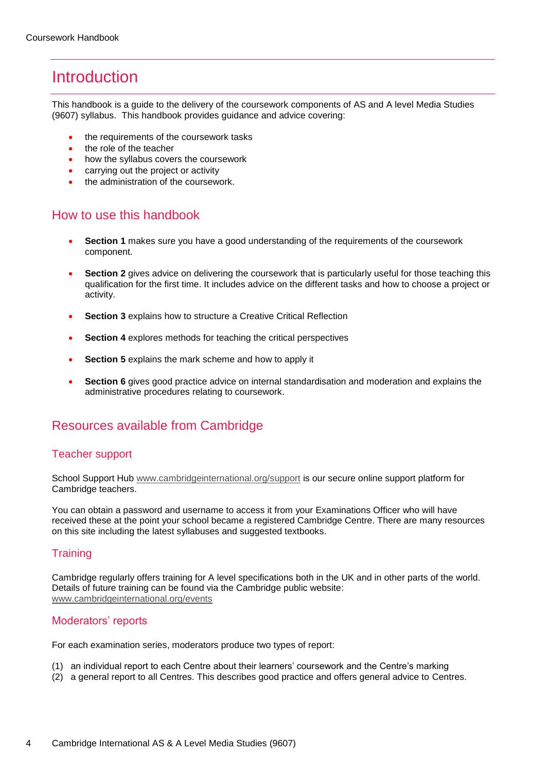# Introduction

This handbook is a guide to the delivery of the coursework components of AS and A level Media Studies (9607) syllabus. This handbook provides guidance and advice covering:

- the requirements of the coursework tasks
- the role of the teacher
- how the syllabus covers the coursework
- carrying out the project or activity
- the administration of the coursework.

## How to use this handbook

- **Section 1** makes sure you have a good understanding of the requirements of the coursework component.
- **Section 2** gives advice on delivering the coursework that is particularly useful for those teaching this qualification for the first time. It includes advice on the different tasks and how to choose a project or activity.
- **Section 3** explains how to structure a Creative Critical Reflection
- **Section 4** explores methods for teaching the critical perspectives
- **Section 5** explains the mark scheme and how to apply it
- **Section 6** gives good practice advice on internal standardisation and moderation and explains the administrative procedures relating to coursework.

## Resources available from Cambridge

### Teacher support

School Support Hub www.cambridgeinternational.org/support is our secure online support platform for Cambridge teachers.

You can obtain a password and username to access it from your Examinations Officer who will have received these at the point your school became a registered Cambridge Centre. There are many resources on this site including the latest syllabuses and suggested textbooks.

### Training

Cambridge regularly offers training for A level specifications both in the UK and in other parts of the world. Details of future training can be found via the Cambridge public website: www.cambridgeinternational.org/events

### Moderators' reports

For each examination series, moderators produce two types of report:

(1) an individual report to each Centre about their learners' coursework and the Centre's marking
(2) a general report to all Centres. This describes good practice and offers general advice to Centres.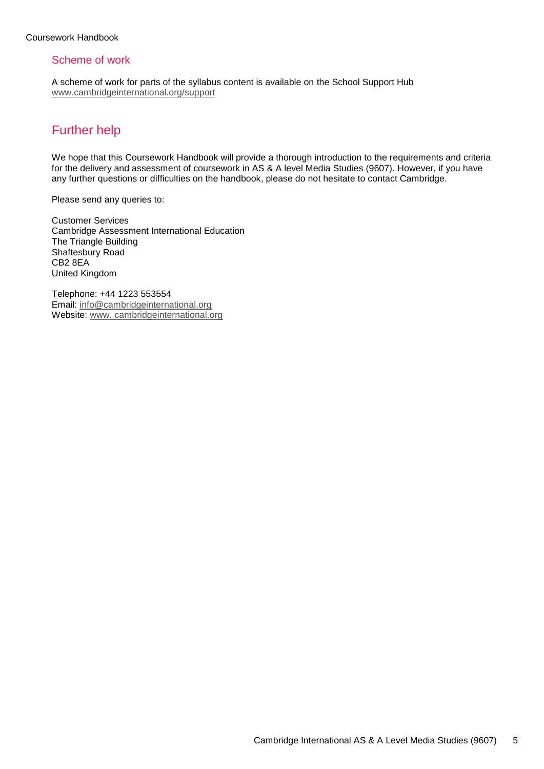### Scheme of work

A scheme of work for parts of the syllabus content is available on the School Support Hub
www.cambridgeinternational.org/support

## Further help

We hope that this Coursework Handbook will provide a thorough introduction to the requirements and criteria for the delivery and assessment of coursework in AS & A level Media Studies (9607). However, if you have any further questions or difficulties on the handbook, please do not hesitate to contact Cambridge.

Please send any queries to:

Customer Services
Cambridge Assessment International Education
The Triangle Building
Shaftesbury Road
CB2 8EA
United Kingdom

Telephone: +44 1223 553554
Email: info@cambridgeinternational.org
Website: www. cambridgeinternational.org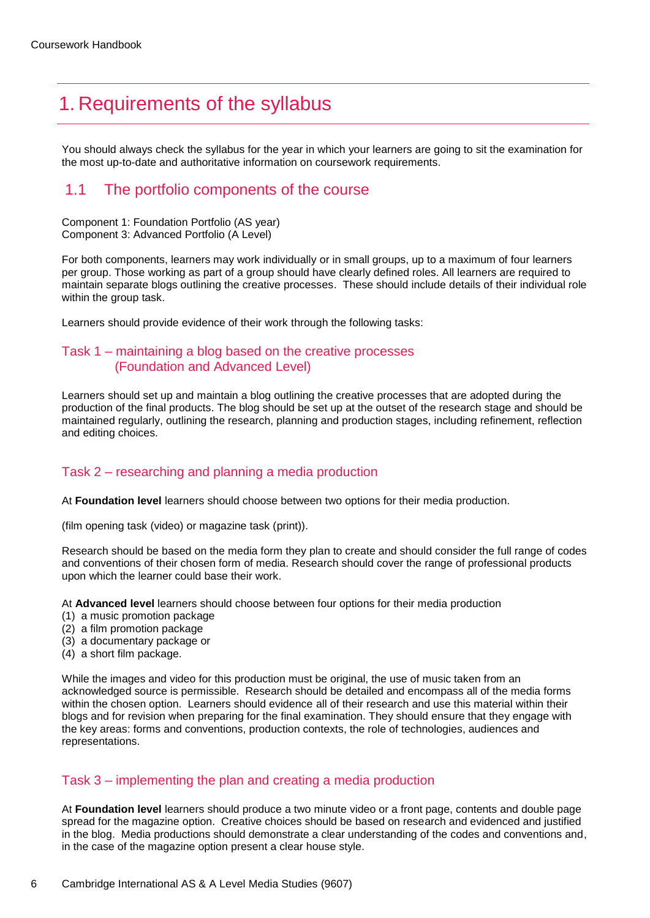# 1. Requirements of the syllabus

You should always check the syllabus for the year in which your learners are going to sit the examination for the most up-to-date and authoritative information on coursework requirements.

## 1.1 The portfolio components of the course

Component 1: Foundation Portfolio (AS year)
Component 3: Advanced Portfolio (A Level)

For both components, learners may work individually or in small groups, up to a maximum of four learners per group. Those working as part of a group should have clearly defined roles. All learners are required to maintain separate blogs outlining the creative processes. These should include details of their individual role within the group task.

Learners should provide evidence of their work through the following tasks:

### Task 1 – maintaining a blog based on the creative processes (Foundation and Advanced Level)

Learners should set up and maintain a blog outlining the creative processes that are adopted during the production of the final products. The blog should be set up at the outset of the research stage and should be maintained regularly, outlining the research, planning and production stages, including refinement, reflection and editing choices.

### Task 2 – researching and planning a media production

At **Foundation level** learners should choose between two options for their media production.

(film opening task (video) or magazine task (print)).

Research should be based on the media form they plan to create and should consider the full range of codes and conventions of their chosen form of media. Research should cover the range of professional products upon which the learner could base their work.

At **Advanced level** learners should choose between four options for their media production
(1) a music promotion package
(2) a film promotion package
(3) a documentary package or
(4) a short film package.

While the images and video for this production must be original, the use of music taken from an acknowledged source is permissible. Research should be detailed and encompass all of the media forms within the chosen option. Learners should evidence all of their research and use this material within their blogs and for revision when preparing for the final examination. They should ensure that they engage with the key areas: forms and conventions, production contexts, the role of technologies, audiences and representations.

### Task 3 – implementing the plan and creating a media production

At **Foundation level** learners should produce a two minute video or a front page, contents and double page spread for the magazine option. Creative choices should be based on research and evidenced and justified in the blog. Media productions should demonstrate a clear understanding of the codes and conventions and, in the case of the magazine option present a clear house style.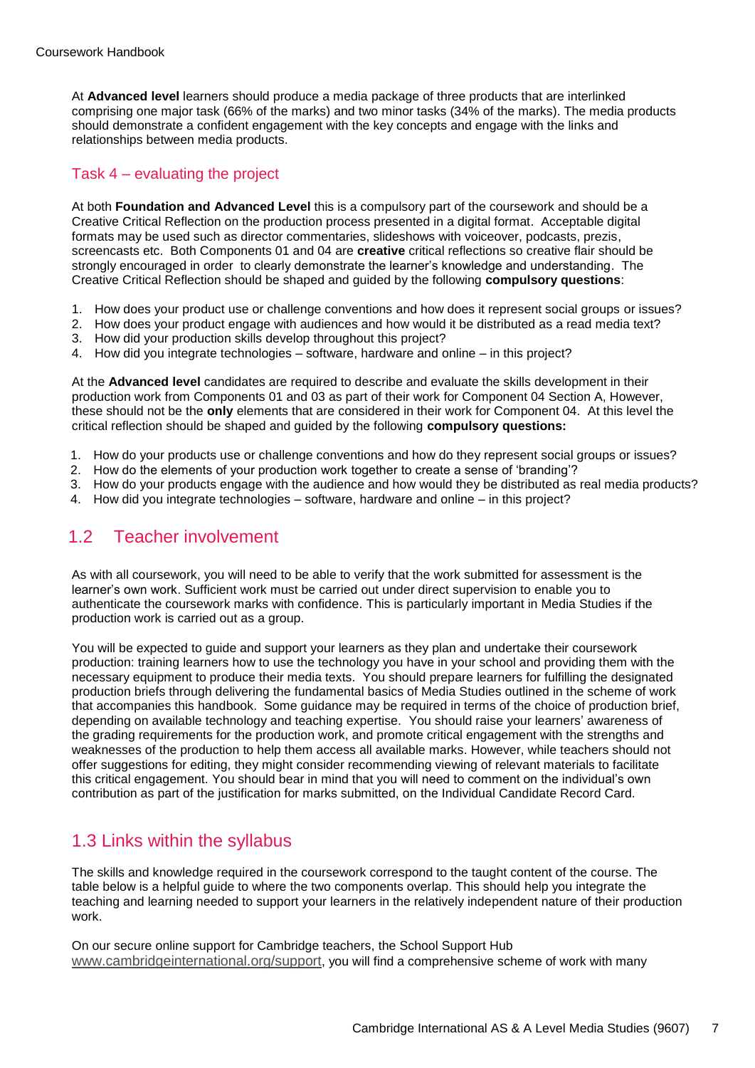At **Advanced level** learners should produce a media package of three products that are interlinked comprising one major task (66% of the marks) and two minor tasks (34% of the marks). The media products should demonstrate a confident engagement with the key concepts and engage with the links and relationships between media products.

### Task 4 – evaluating the project

At both **Foundation and Advanced Level** this is a compulsory part of the coursework and should be a Creative Critical Reflection on the production process presented in a digital format. Acceptable digital formats may be used such as director commentaries, slideshows with voiceover, podcasts, prezis, screencasts etc. Both Components 01 and 04 are **creative** critical reflections so creative flair should be strongly encouraged in order to clearly demonstrate the learner's knowledge and understanding. The Creative Critical Reflection should be shaped and guided by the following **compulsory questions**:

1. How does your product use or challenge conventions and how does it represent social groups or issues?
2. How does your product engage with audiences and how would it be distributed as a read media text?
3. How did your production skills develop throughout this project?
4. How did you integrate technologies – software, hardware and online – in this project?

At the **Advanced level** candidates are required to describe and evaluate the skills development in their production work from Components 01 and 03 as part of their work for Component 04 Section A, However, these should not be the **only** elements that are considered in their work for Component 04. At this level the critical reflection should be shaped and guided by the following **compulsory questions:**

1. How do your products use or challenge conventions and how do they represent social groups or issues?
2. How do the elements of your production work together to create a sense of 'branding'?
3. How do your products engage with the audience and how would they be distributed as real media products?
4. How did you integrate technologies – software, hardware and online – in this project?

## 1.2 Teacher involvement

As with all coursework, you will need to be able to verify that the work submitted for assessment is the learner's own work. Sufficient work must be carried out under direct supervision to enable you to authenticate the coursework marks with confidence. This is particularly important in Media Studies if the production work is carried out as a group.

You will be expected to guide and support your learners as they plan and undertake their coursework production: training learners how to use the technology you have in your school and providing them with the necessary equipment to produce their media texts. You should prepare learners for fulfilling the designated production briefs through delivering the fundamental basics of Media Studies outlined in the scheme of work that accompanies this handbook. Some guidance may be required in terms of the choice of production brief, depending on available technology and teaching expertise. You should raise your learners' awareness of the grading requirements for the production work, and promote critical engagement with the strengths and weaknesses of the production to help them access all available marks. However, while teachers should not offer suggestions for editing, they might consider recommending viewing of relevant materials to facilitate this critical engagement. You should bear in mind that you will need to comment on the individual's own contribution as part of the justification for marks submitted, on the Individual Candidate Record Card.

## 1.3 Links within the syllabus

The skills and knowledge required in the coursework correspond to the taught content of the course. The table below is a helpful guide to where the two components overlap. This should help you integrate the teaching and learning needed to support your learners in the relatively independent nature of their production work.

On our secure online support for Cambridge teachers, the School Support Hub www.cambridgeinternational.org/support, you will find a comprehensive scheme of work with many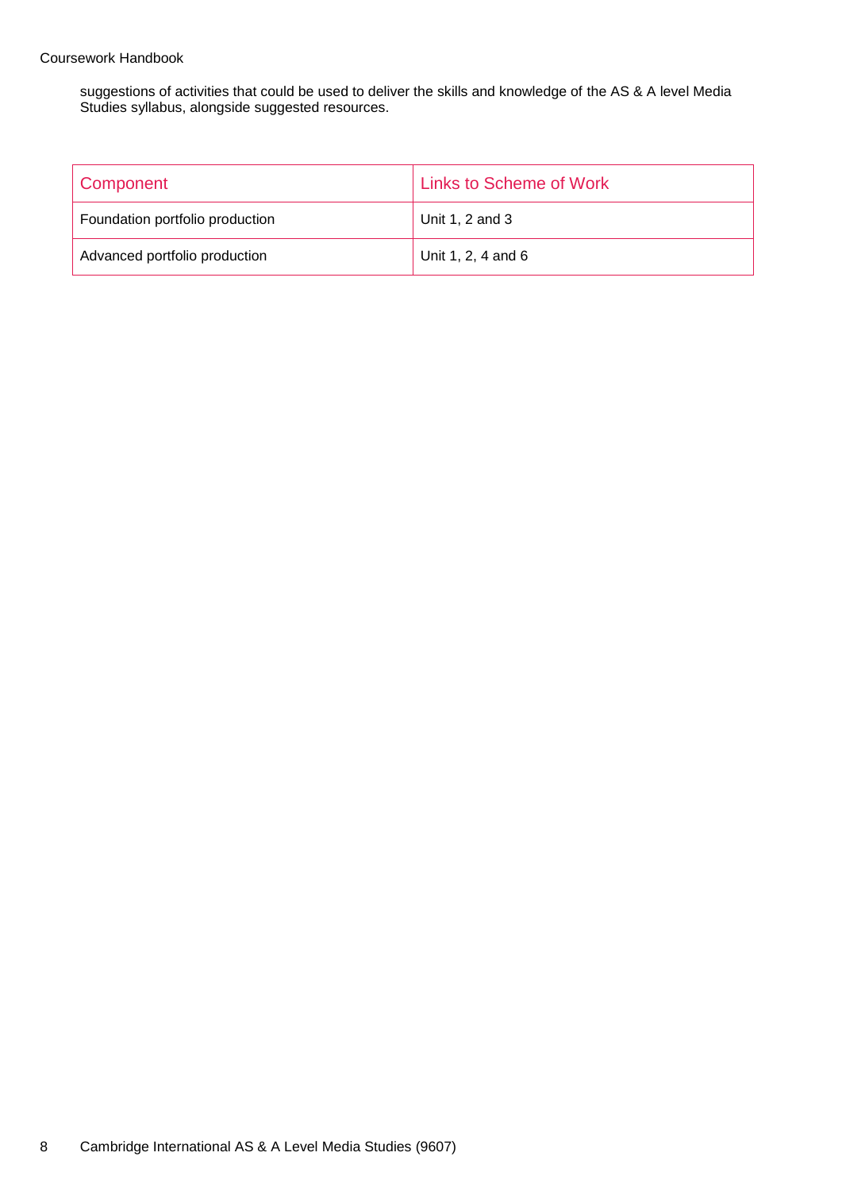suggestions of activities that could be used to deliver the skills and knowledge of the AS & A level Media Studies syllabus, alongside suggested resources.

| Component | Links to Scheme of Work |
| --- | --- |
| Foundation portfolio production | Unit 1, 2 and 3 |
| Advanced portfolio production | Unit 1, 2, 4 and 6 |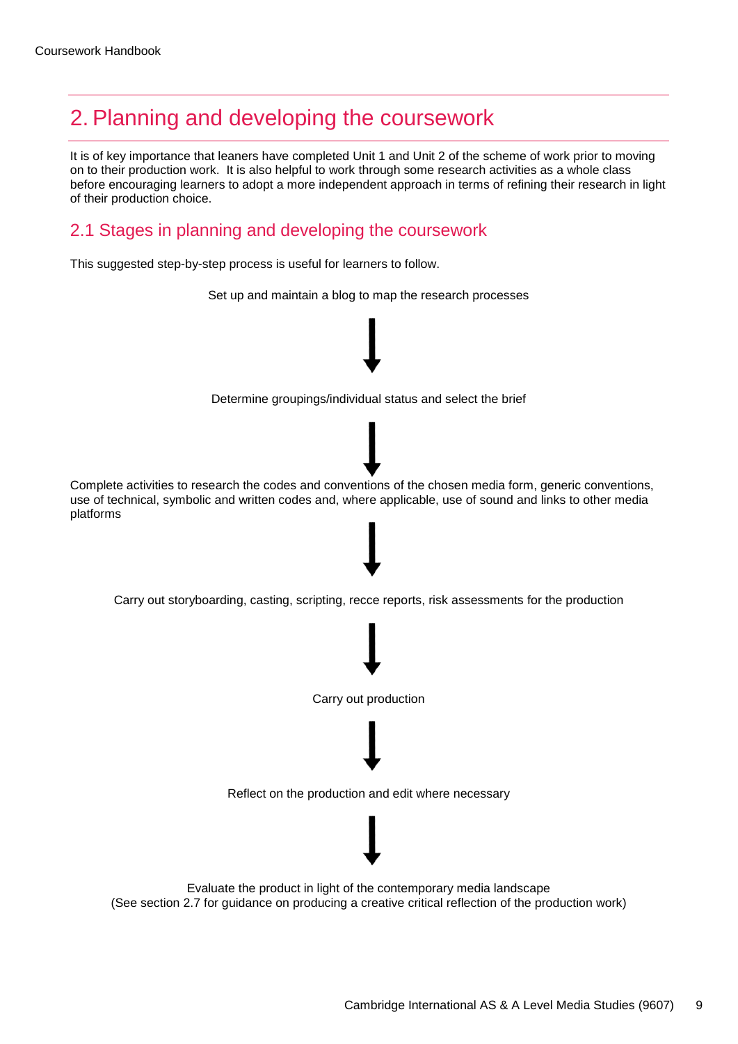# 2. Planning and developing the coursework

It is of key importance that leaners have completed Unit 1 and Unit 2 of the scheme of work prior to moving on to their production work. It is also helpful to work through some research activities as a whole class before encouraging learners to adopt a more independent approach in terms of refining their research in light of their production choice.

## 2.1 Stages in planning and developing the coursework

This suggested step-by-step process is useful for learners to follow.

Set up and maintain a blog to map the research processes

↓

Determine groupings/individual status and select the brief

↓

Complete activities to research the codes and conventions of the chosen media form, generic conventions, use of technical, symbolic and written codes and, where applicable, use of sound and links to other media platforms

↓

Carry out storyboarding, casting, scripting, recce reports, risk assessments for the production

↓

Carry out production

↓

Reflect on the production and edit where necessary

↓

Evaluate the product in light of the contemporary media landscape
(See section 2.7 for guidance on producing a creative critical reflection of the production work)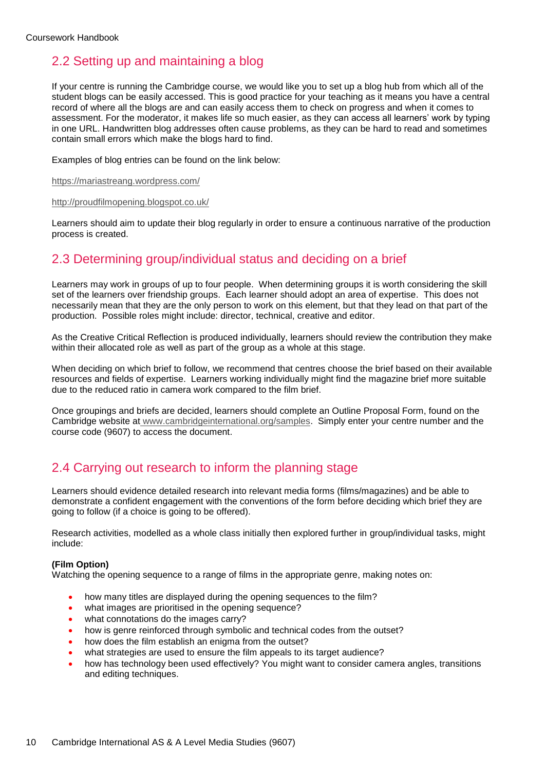## 2.2 Setting up and maintaining a blog

If your centre is running the Cambridge course, we would like you to set up a blog hub from which all of the student blogs can be easily accessed. This is good practice for your teaching as it means you have a central record of where all the blogs are and can easily access them to check on progress and when it comes to assessment. For the moderator, it makes life so much easier, as they can access all learners' work by typing in one URL. Handwritten blog addresses often cause problems, as they can be hard to read and sometimes contain small errors which make the blogs hard to find.

Examples of blog entries can be found on the link below:

https://mariastreang.wordpress.com/

http://proudfilmopening.blogspot.co.uk/

Learners should aim to update their blog regularly in order to ensure a continuous narrative of the production process is created.

## 2.3 Determining group/individual status and deciding on a brief

Learners may work in groups of up to four people. When determining groups it is worth considering the skill set of the learners over friendship groups. Each learner should adopt an area of expertise. This does not necessarily mean that they are the only person to work on this element, but that they lead on that part of the production. Possible roles might include: director, technical, creative and editor.

As the Creative Critical Reflection is produced individually, learners should review the contribution they make within their allocated role as well as part of the group as a whole at this stage.

When deciding on which brief to follow, we recommend that centres choose the brief based on their available resources and fields of expertise. Learners working individually might find the magazine brief more suitable due to the reduced ratio in camera work compared to the film brief.

Once groupings and briefs are decided, learners should complete an Outline Proposal Form, found on the Cambridge website at www.cambridgeinternational.org/samples. Simply enter your centre number and the course code (9607) to access the document.

## 2.4 Carrying out research to inform the planning stage

Learners should evidence detailed research into relevant media forms (films/magazines) and be able to demonstrate a confident engagement with the conventions of the form before deciding which brief they are going to follow (if a choice is going to be offered).

Research activities, modelled as a whole class initially then explored further in group/individual tasks, might include:

**(Film Option)**
Watching the opening sequence to a range of films in the appropriate genre, making notes on:

- how many titles are displayed during the opening sequences to the film?
- what images are prioritised in the opening sequence?
- what connotations do the images carry?
- how is genre reinforced through symbolic and technical codes from the outset?
- how does the film establish an enigma from the outset?
- what strategies are used to ensure the film appeals to its target audience?
- how has technology been used effectively? You might want to consider camera angles, transitions and editing techniques.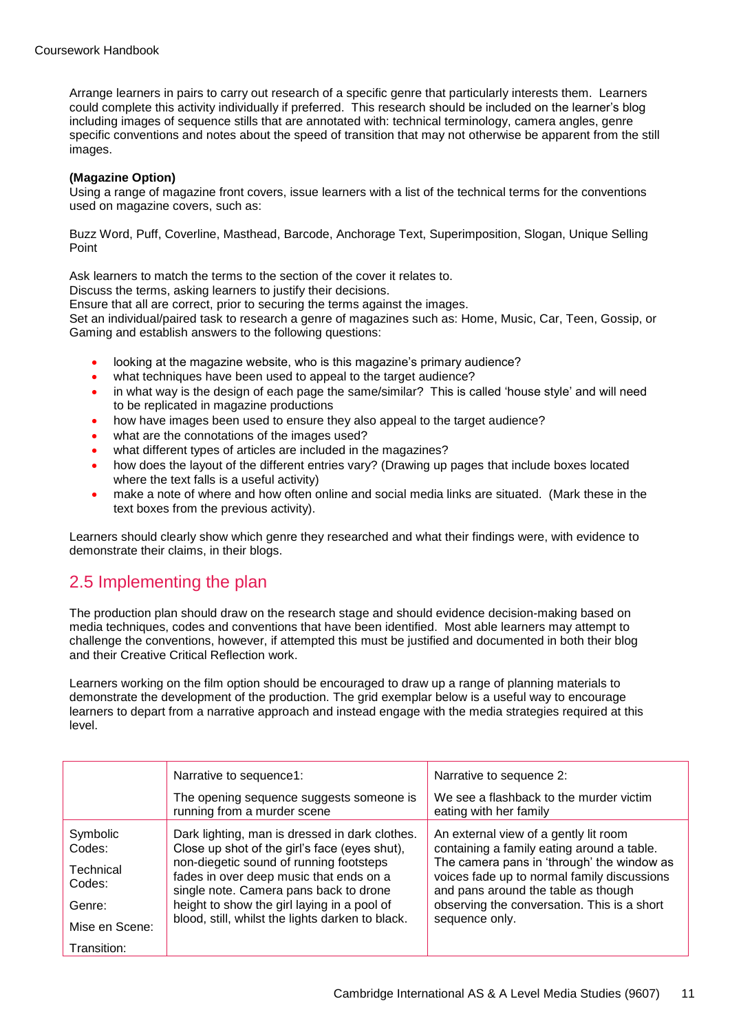Arrange learners in pairs to carry out research of a specific genre that particularly interests them. Learners could complete this activity individually if preferred. This research should be included on the learner's blog including images of sequence stills that are annotated with: technical terminology, camera angles, genre specific conventions and notes about the speed of transition that may not otherwise be apparent from the still images.

**(Magazine Option)**
Using a range of magazine front covers, issue learners with a list of the technical terms for the conventions used on magazine covers, such as:

Buzz Word, Puff, Coverline, Masthead, Barcode, Anchorage Text, Superimposition, Slogan, Unique Selling Point

Ask learners to match the terms to the section of the cover it relates to.
Discuss the terms, asking learners to justify their decisions.
Ensure that all are correct, prior to securing the terms against the images.
Set an individual/paired task to research a genre of magazines such as: Home, Music, Car, Teen, Gossip, or Gaming and establish answers to the following questions:

- looking at the magazine website, who is this magazine's primary audience?
- what techniques have been used to appeal to the target audience?
- in what way is the design of each page the same/similar? This is called 'house style' and will need to be replicated in magazine productions
- how have images been used to ensure they also appeal to the target audience?
- what are the connotations of the images used?
- what different types of articles are included in the magazines?
- how does the layout of the different entries vary? (Drawing up pages that include boxes located where the text falls is a useful activity)
- make a note of where and how often online and social media links are situated. (Mark these in the text boxes from the previous activity).

Learners should clearly show which genre they researched and what their findings were, with evidence to demonstrate their claims, in their blogs.

## 2.5 Implementing the plan

The production plan should draw on the research stage and should evidence decision-making based on media techniques, codes and conventions that have been identified. Most able learners may attempt to challenge the conventions, however, if attempted this must be justified and documented in both their blog and their Creative Critical Reflection work.

Learners working on the film option should be encouraged to draw up a range of planning materials to demonstrate the development of the production. The grid exemplar below is a useful way to encourage learners to depart from a narrative approach and instead engage with the media strategies required at this level.

| | Narrative to sequence1:<br><br>The opening sequence suggests someone is running from a murder scene | Narrative to sequence 2:<br><br>We see a flashback to the murder victim eating with her family |
|---|---|---|
| Symbolic Codes:<br><br>Technical Codes:<br><br>Genre:<br><br>Mise en Scene:<br><br>Transition: | Dark lighting, man is dressed in dark clothes. Close up shot of the girl's face (eyes shut), non-diegetic sound of running footsteps fades in over deep music that ends on a single note. Camera pans back to drone height to show the girl laying in a pool of blood, still, whilst the lights darken to black. | An external view of a gently lit room containing a family eating around a table. The camera pans in 'through' the window as voices fade up to normal family discussions and pans around the table as though observing the conversation. This is a short sequence only. |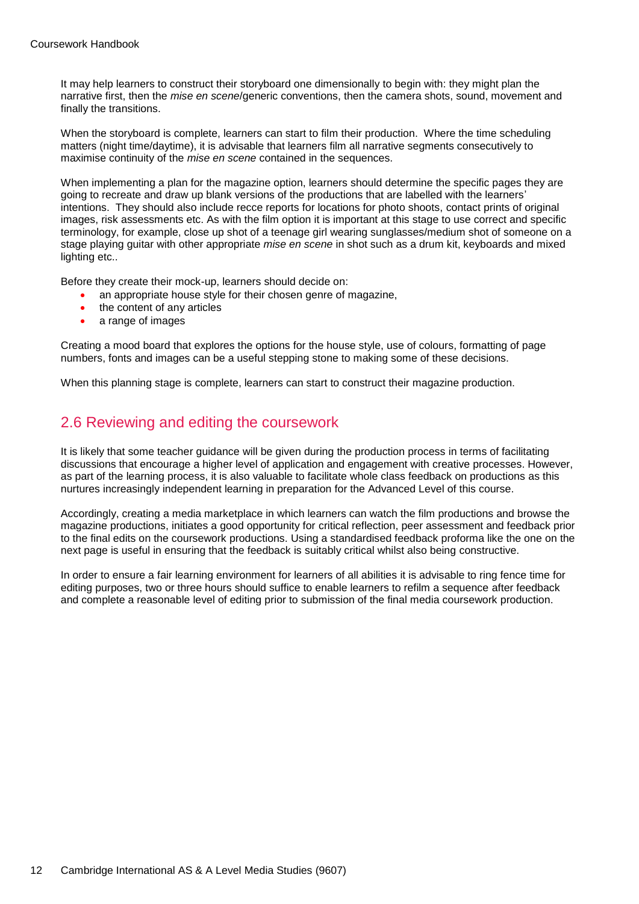It may help learners to construct their storyboard one dimensionally to begin with: they might plan the narrative first, then the *mise en scene*/generic conventions, then the camera shots, sound, movement and finally the transitions.

When the storyboard is complete, learners can start to film their production. Where the time scheduling matters (night time/daytime), it is advisable that learners film all narrative segments consecutively to maximise continuity of the *mise en scene* contained in the sequences.

When implementing a plan for the magazine option, learners should determine the specific pages they are going to recreate and draw up blank versions of the productions that are labelled with the learners' intentions. They should also include recce reports for locations for photo shoots, contact prints of original images, risk assessments etc. As with the film option it is important at this stage to use correct and specific terminology, for example, close up shot of a teenage girl wearing sunglasses/medium shot of someone on a stage playing guitar with other appropriate *mise en scene* in shot such as a drum kit, keyboards and mixed lighting etc..

Before they create their mock-up, learners should decide on:

- an appropriate house style for their chosen genre of magazine,
- the content of any articles
- a range of images

Creating a mood board that explores the options for the house style, use of colours, formatting of page numbers, fonts and images can be a useful stepping stone to making some of these decisions.

When this planning stage is complete, learners can start to construct their magazine production.

## 2.6 Reviewing and editing the coursework

It is likely that some teacher guidance will be given during the production process in terms of facilitating discussions that encourage a higher level of application and engagement with creative processes. However, as part of the learning process, it is also valuable to facilitate whole class feedback on productions as this nurtures increasingly independent learning in preparation for the Advanced Level of this course.

Accordingly, creating a media marketplace in which learners can watch the film productions and browse the magazine productions, initiates a good opportunity for critical reflection, peer assessment and feedback prior to the final edits on the coursework productions. Using a standardised feedback proforma like the one on the next page is useful in ensuring that the feedback is suitably critical whilst also being constructive.

In order to ensure a fair learning environment for learners of all abilities it is advisable to ring fence time for editing purposes, two or three hours should suffice to enable learners to refilm a sequence after feedback and complete a reasonable level of editing prior to submission of the final media coursework production.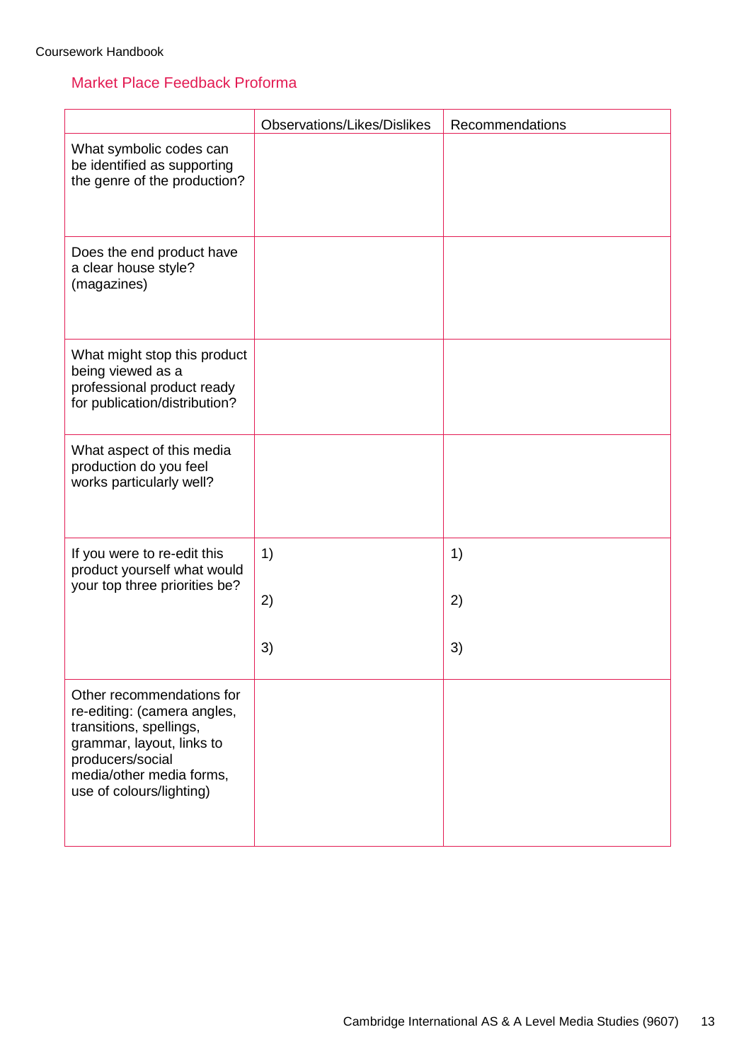## Market Place Feedback Proforma

| | Observations/Likes/Dislikes | Recommendations |
|---|---|---|
| What symbolic codes can be identified as supporting the genre of the production? | | |
| Does the end product have a clear house style? (magazines) | | |
| What might stop this product being viewed as a professional product ready for publication/distribution? | | |
| What aspect of this media production do you feel works particularly well? | | |
| If you were to re-edit this product yourself what would your top three priorities be? | 1)<br><br>2)<br><br>3) | 1)<br><br>2)<br><br>3) |
| Other recommendations for re-editing: (camera angles, transitions, spellings, grammar, layout, links to producers/social media/other media forms, use of colours/lighting) | | |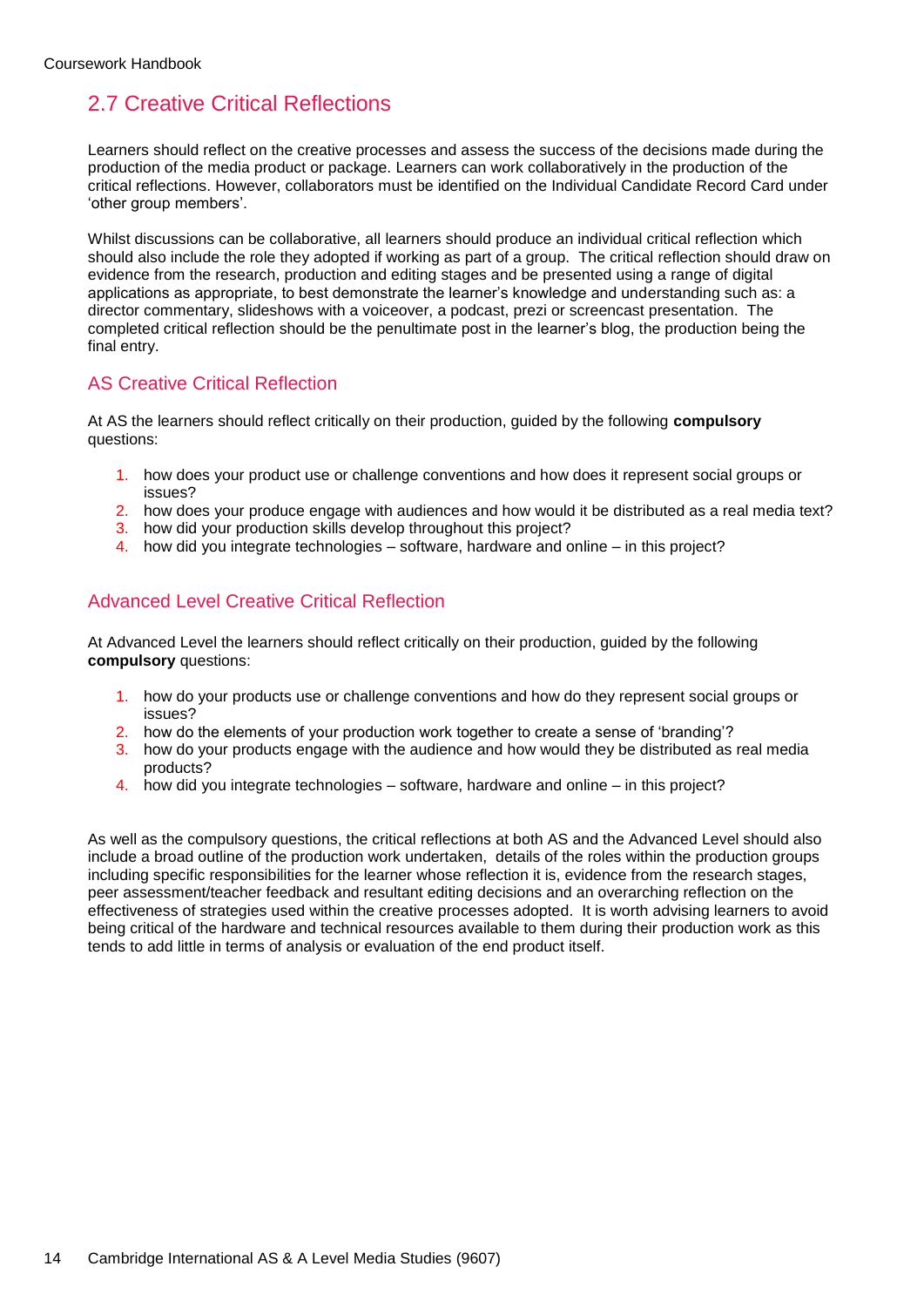## 2.7 Creative Critical Reflections

Learners should reflect on the creative processes and assess the success of the decisions made during the production of the media product or package. Learners can work collaboratively in the production of the critical reflections. However, collaborators must be identified on the Individual Candidate Record Card under 'other group members'.

Whilst discussions can be collaborative, all learners should produce an individual critical reflection which should also include the role they adopted if working as part of a group. The critical reflection should draw on evidence from the research, production and editing stages and be presented using a range of digital applications as appropriate, to best demonstrate the learner's knowledge and understanding such as: a director commentary, slideshows with a voiceover, a podcast, prezi or screencast presentation. The completed critical reflection should be the penultimate post in the learner's blog, the production being the final entry.

### AS Creative Critical Reflection

At AS the learners should reflect critically on their production, guided by the following **compulsory** questions:

1. how does your product use or challenge conventions and how does it represent social groups or issues?
2. how does your produce engage with audiences and how would it be distributed as a real media text?
3. how did your production skills develop throughout this project?
4. how did you integrate technologies – software, hardware and online – in this project?

### Advanced Level Creative Critical Reflection

At Advanced Level the learners should reflect critically on their production, guided by the following **compulsory** questions:

1. how do your products use or challenge conventions and how do they represent social groups or issues?
2. how do the elements of your production work together to create a sense of 'branding'?
3. how do your products engage with the audience and how would they be distributed as real media products?
4. how did you integrate technologies – software, hardware and online – in this project?

As well as the compulsory questions, the critical reflections at both AS and the Advanced Level should also include a broad outline of the production work undertaken, details of the roles within the production groups including specific responsibilities for the learner whose reflection it is, evidence from the research stages, peer assessment/teacher feedback and resultant editing decisions and an overarching reflection on the effectiveness of strategies used within the creative processes adopted. It is worth advising learners to avoid being critical of the hardware and technical resources available to them during their production work as this tends to add little in terms of analysis or evaluation of the end product itself.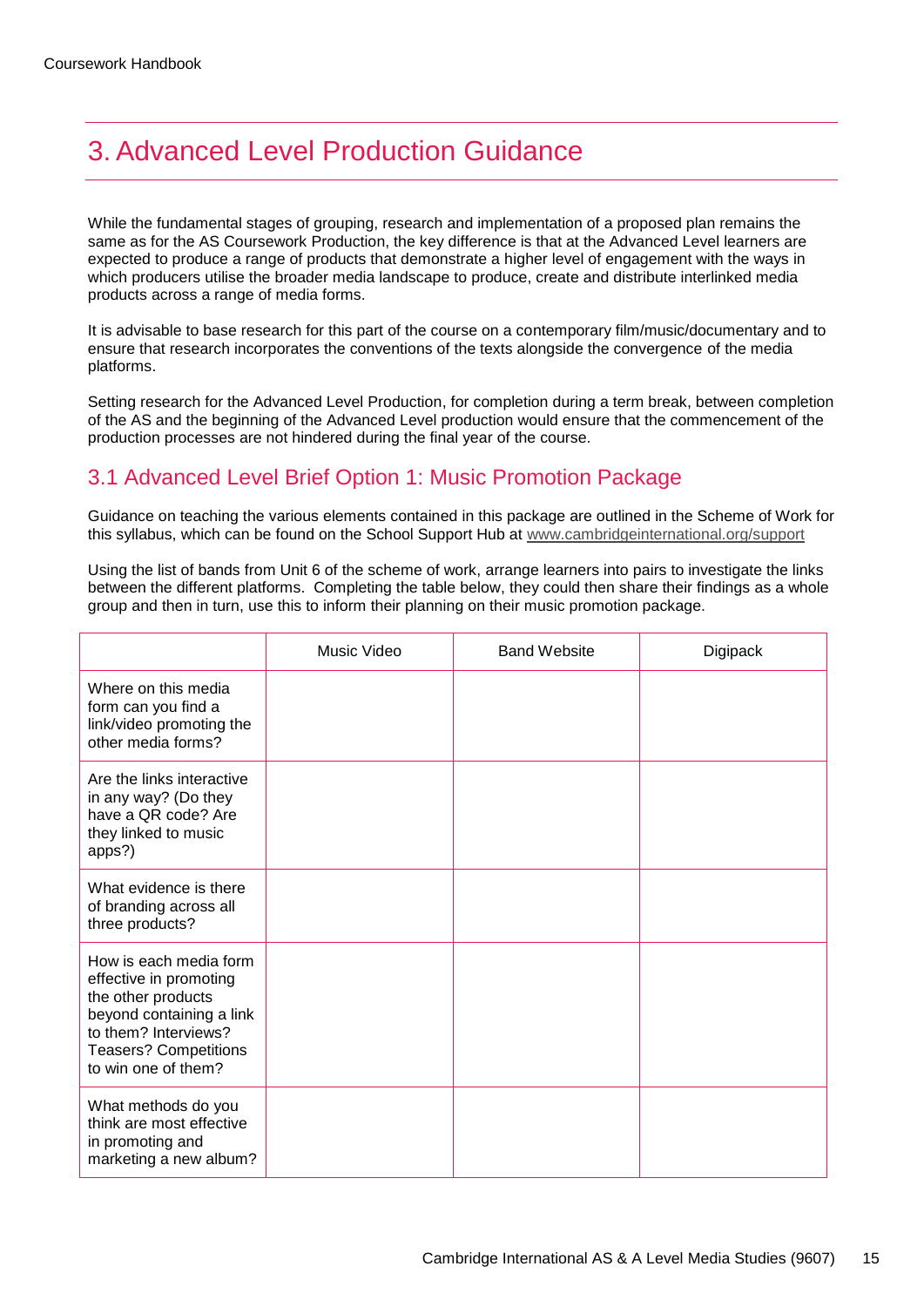# 3. Advanced Level Production Guidance

While the fundamental stages of grouping, research and implementation of a proposed plan remains the same as for the AS Coursework Production, the key difference is that at the Advanced Level learners are expected to produce a range of products that demonstrate a higher level of engagement with the ways in which producers utilise the broader media landscape to produce, create and distribute interlinked media products across a range of media forms.

It is advisable to base research for this part of the course on a contemporary film/music/documentary and to ensure that research incorporates the conventions of the texts alongside the convergence of the media platforms.

Setting research for the Advanced Level Production, for completion during a term break, between completion of the AS and the beginning of the Advanced Level production would ensure that the commencement of the production processes are not hindered during the final year of the course.

## 3.1 Advanced Level Brief Option 1: Music Promotion Package

Guidance on teaching the various elements contained in this package are outlined in the Scheme of Work for this syllabus, which can be found on the School Support Hub at www.cambridgeinternational.org/support

Using the list of bands from Unit 6 of the scheme of work, arrange learners into pairs to investigate the links between the different platforms. Completing the table below, they could then share their findings as a whole group and then in turn, use this to inform their planning on their music promotion package.

| | Music Video | Band Website | Digipack |
|---|---|---|---|
| Where on this media form can you find a link/video promoting the other media forms? | | | |
| Are the links interactive in any way? (Do they have a QR code? Are they linked to music apps?) | | | |
| What evidence is there of branding across all three products? | | | |
| How is each media form effective in promoting the other products beyond containing a link to them? Interviews? Teasers? Competitions to win one of them? | | | |
| What methods do you think are most effective in promoting and marketing a new album? | | | |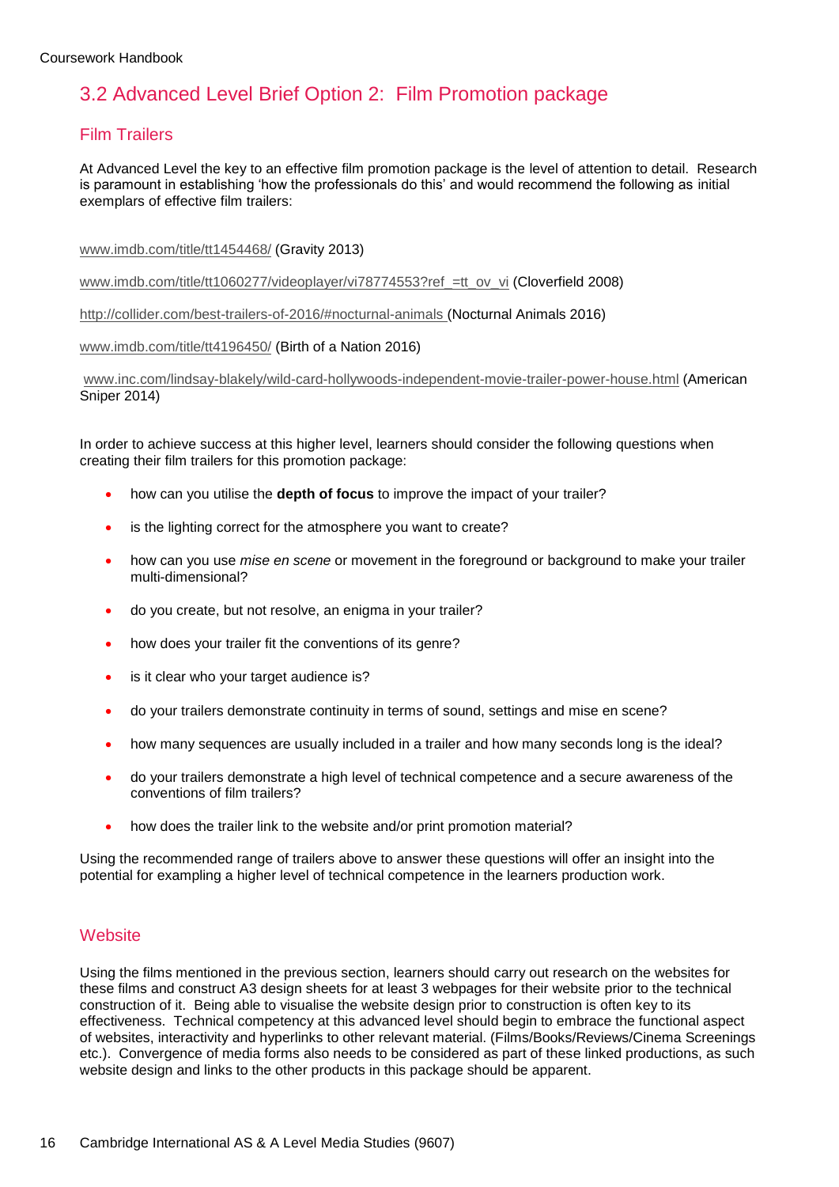## 3.2 Advanced Level Brief Option 2: Film Promotion package

### Film Trailers

At Advanced Level the key to an effective film promotion package is the level of attention to detail. Research is paramount in establishing 'how the professionals do this' and would recommend the following as initial exemplars of effective film trailers:

www.imdb.com/title/tt1454468/ (Gravity 2013)

www.imdb.com/title/tt1060277/videoplayer/vi78774553?ref_=tt_ov_vi (Cloverfield 2008)

http://collider.com/best-trailers-of-2016/#nocturnal-animals (Nocturnal Animals 2016)

www.imdb.com/title/tt4196450/ (Birth of a Nation 2016)

www.inc.com/lindsay-blakely/wild-card-hollywoods-independent-movie-trailer-power-house.html (American Sniper 2014)

In order to achieve success at this higher level, learners should consider the following questions when creating their film trailers for this promotion package:

- how can you utilise the **depth of focus** to improve the impact of your trailer?
- is the lighting correct for the atmosphere you want to create?
- how can you use *mise en scene* or movement in the foreground or background to make your trailer multi-dimensional?
- do you create, but not resolve, an enigma in your trailer?
- how does your trailer fit the conventions of its genre?
- is it clear who your target audience is?
- do your trailers demonstrate continuity in terms of sound, settings and mise en scene?
- how many sequences are usually included in a trailer and how many seconds long is the ideal?
- do your trailers demonstrate a high level of technical competence and a secure awareness of the conventions of film trailers?
- how does the trailer link to the website and/or print promotion material?

Using the recommended range of trailers above to answer these questions will offer an insight into the potential for exampling a higher level of technical competence in the learners production work.

### Website

Using the films mentioned in the previous section, learners should carry out research on the websites for these films and construct A3 design sheets for at least 3 webpages for their website prior to the technical construction of it. Being able to visualise the website design prior to construction is often key to its effectiveness. Technical competency at this advanced level should begin to embrace the functional aspect of websites, interactivity and hyperlinks to other relevant material. (Films/Books/Reviews/Cinema Screenings etc.). Convergence of media forms also needs to be considered as part of these linked productions, as such website design and links to the other products in this package should be apparent.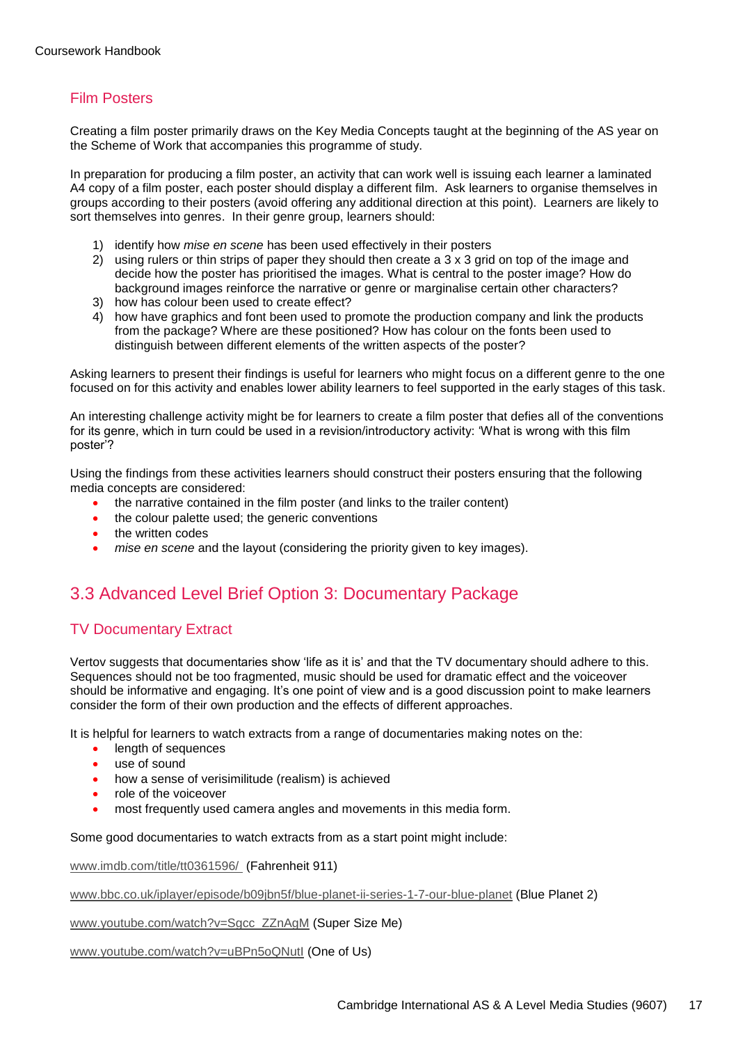### Film Posters

Creating a film poster primarily draws on the Key Media Concepts taught at the beginning of the AS year on the Scheme of Work that accompanies this programme of study.

In preparation for producing a film poster, an activity that can work well is issuing each learner a laminated A4 copy of a film poster, each poster should display a different film. Ask learners to organise themselves in groups according to their posters (avoid offering any additional direction at this point). Learners are likely to sort themselves into genres. In their genre group, learners should:

1) identify how *mise en scene* has been used effectively in their posters
2) using rulers or thin strips of paper they should then create a 3 x 3 grid on top of the image and decide how the poster has prioritised the images. What is central to the poster image? How do background images reinforce the narrative or genre or marginalise certain other characters?
3) how has colour been used to create effect?
4) how have graphics and font been used to promote the production company and link the products from the package? Where are these positioned? How has colour on the fonts been used to distinguish between different elements of the written aspects of the poster?

Asking learners to present their findings is useful for learners who might focus on a different genre to the one focused on for this activity and enables lower ability learners to feel supported in the early stages of this task.

An interesting challenge activity might be for learners to create a film poster that defies all of the conventions for its genre, which in turn could be used in a revision/introductory activity: 'What is wrong with this film poster'?

Using the findings from these activities learners should construct their posters ensuring that the following media concepts are considered:

- the narrative contained in the film poster (and links to the trailer content)
- the colour palette used; the generic conventions
- the written codes
- *mise en scene* and the layout (considering the priority given to key images).

## 3.3 Advanced Level Brief Option 3: Documentary Package

### TV Documentary Extract

Vertov suggests that documentaries show 'life as it is' and that the TV documentary should adhere to this. Sequences should not be too fragmented, music should be used for dramatic effect and the voiceover should be informative and engaging. It's one point of view and is a good discussion point to make learners consider the form of their own production and the effects of different approaches.

It is helpful for learners to watch extracts from a range of documentaries making notes on the:

- length of sequences
- use of sound
- how a sense of verisimilitude (realism) is achieved
- role of the voiceover
- most frequently used camera angles and movements in this media form.

Some good documentaries to watch extracts from as a start point might include:

www.imdb.com/title/tt0361596/ (Fahrenheit 911)

www.bbc.co.uk/iplayer/episode/b09jbn5f/blue-planet-ii-series-1-7-our-blue-planet (Blue Planet 2)

www.youtube.com/watch?v=Sgcc_ZZnAgM (Super Size Me)

www.youtube.com/watch?v=uBPn5oQNutI (One of Us)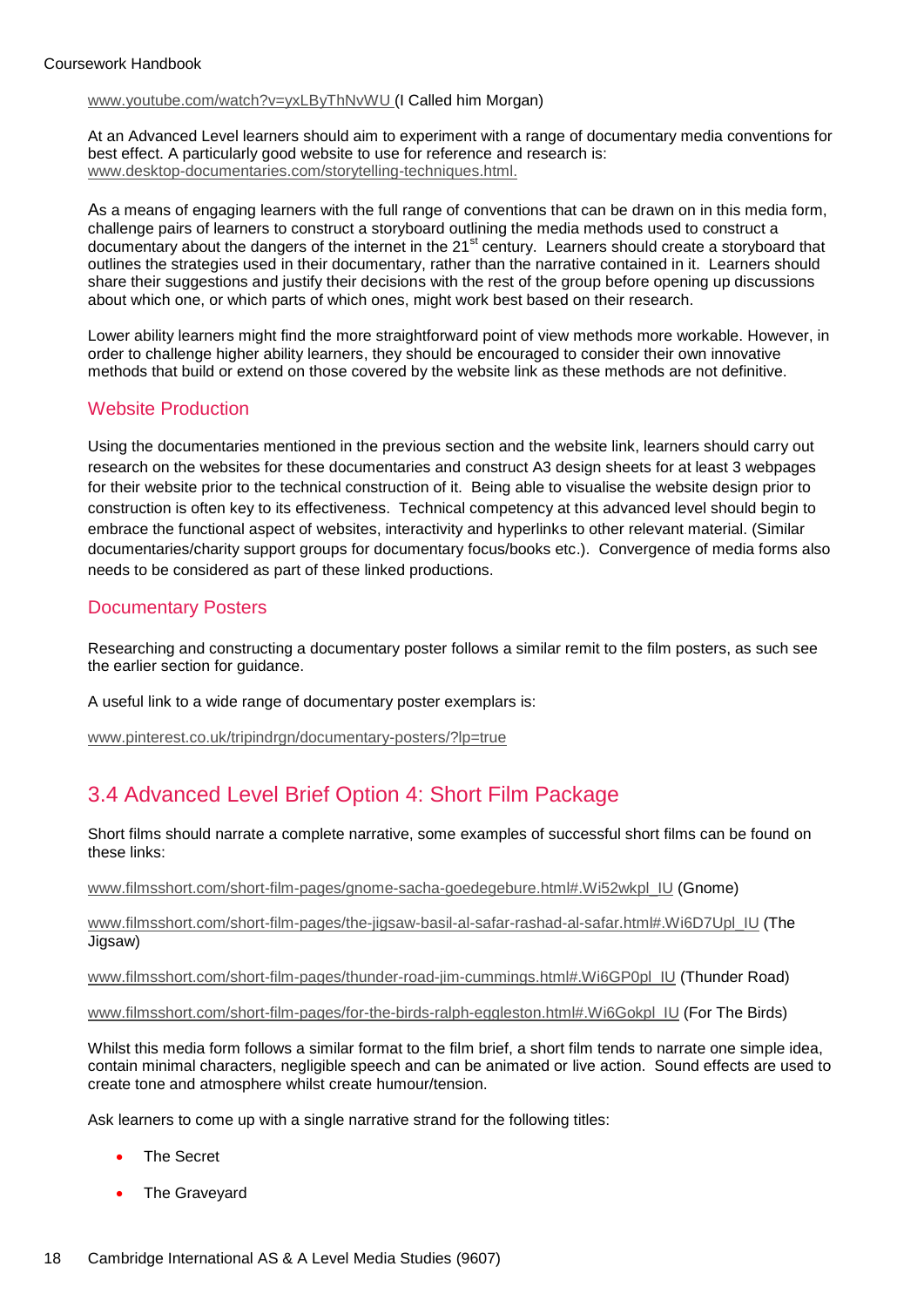www.youtube.com/watch?v=yxLByThNvWU (I Called him Morgan)

At an Advanced Level learners should aim to experiment with a range of documentary media conventions for best effect. A particularly good website to use for reference and research is: www.desktop-documentaries.com/storytelling-techniques.html.

As a means of engaging learners with the full range of conventions that can be drawn on in this media form, challenge pairs of learners to construct a storyboard outlining the media methods used to construct a documentary about the dangers of the internet in the 21st century. Learners should create a storyboard that outlines the strategies used in their documentary, rather than the narrative contained in it. Learners should share their suggestions and justify their decisions with the rest of the group before opening up discussions about which one, or which parts of which ones, might work best based on their research.

Lower ability learners might find the more straightforward point of view methods more workable. However, in order to challenge higher ability learners, they should be encouraged to consider their own innovative methods that build or extend on those covered by the website link as these methods are not definitive.

### Website Production

Using the documentaries mentioned in the previous section and the website link, learners should carry out research on the websites for these documentaries and construct A3 design sheets for at least 3 webpages for their website prior to the technical construction of it. Being able to visualise the website design prior to construction is often key to its effectiveness. Technical competency at this advanced level should begin to embrace the functional aspect of websites, interactivity and hyperlinks to other relevant material. (Similar documentaries/charity support groups for documentary focus/books etc.). Convergence of media forms also needs to be considered as part of these linked productions.

### Documentary Posters

Researching and constructing a documentary poster follows a similar remit to the film posters, as such see the earlier section for guidance.

A useful link to a wide range of documentary poster exemplars is:

www.pinterest.co.uk/tripindrgn/documentary-posters/?lp=true

## 3.4 Advanced Level Brief Option 4: Short Film Package

Short films should narrate a complete narrative, some examples of successful short films can be found on these links:

www.filmsshort.com/short-film-pages/gnome-sacha-goedegebure.html#.Wi52wkpl_IU (Gnome)

www.filmsshort.com/short-film-pages/the-jigsaw-basil-al-safar-rashad-al-safar.html#.Wi6D7Upl_IU (The Jigsaw)

www.filmsshort.com/short-film-pages/thunder-road-jim-cummings.html#.Wi6GP0pl_IU (Thunder Road)

www.filmsshort.com/short-film-pages/for-the-birds-ralph-eggleston.html#.Wi6Gokpl_IU (For The Birds)

Whilst this media form follows a similar format to the film brief, a short film tends to narrate one simple idea, contain minimal characters, negligible speech and can be animated or live action. Sound effects are used to create tone and atmosphere whilst create humour/tension.

Ask learners to come up with a single narrative strand for the following titles:

- The Secret
- The Graveyard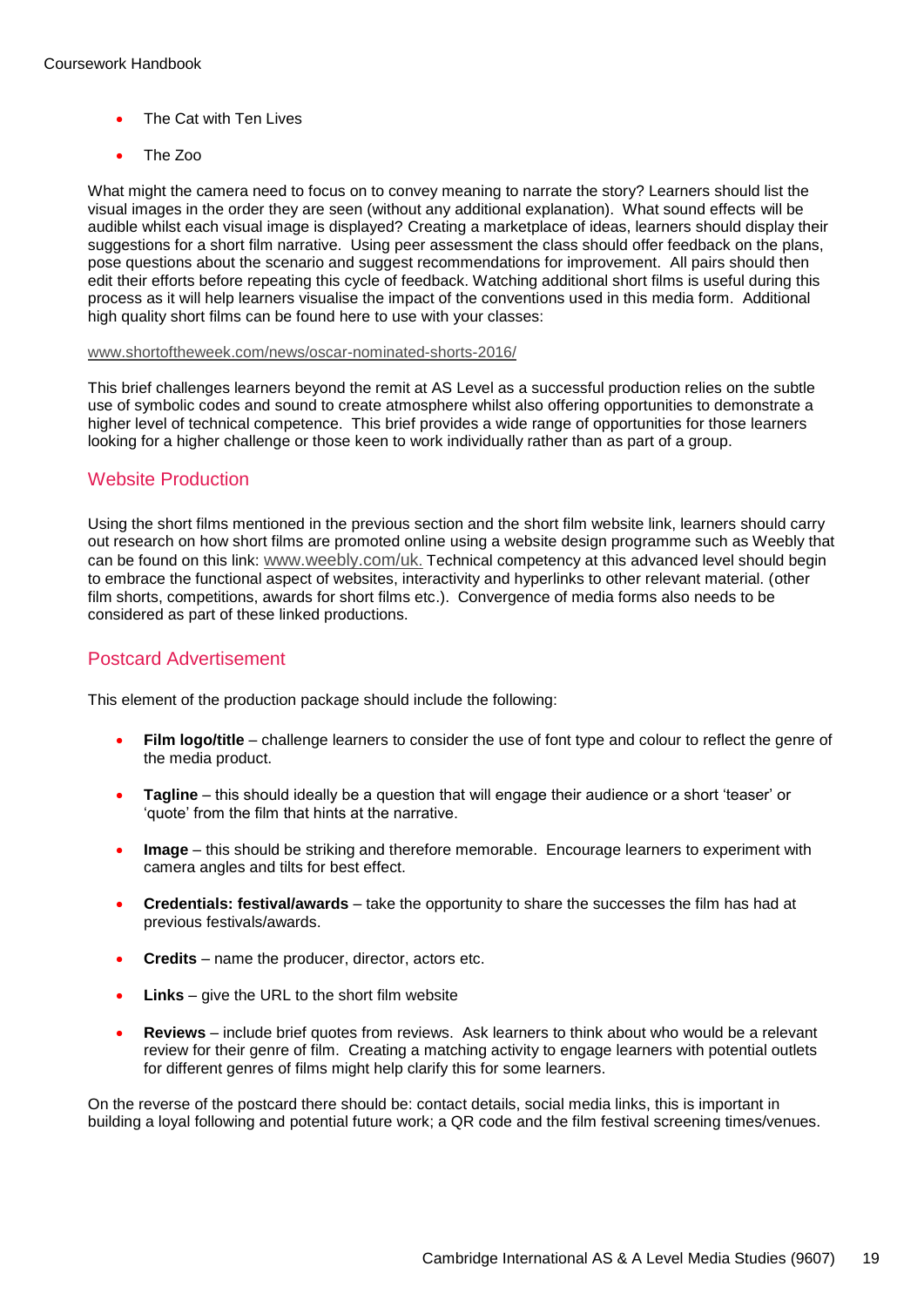- The Cat with Ten Lives
- The Zoo

What might the camera need to focus on to convey meaning to narrate the story? Learners should list the visual images in the order they are seen (without any additional explanation). What sound effects will be audible whilst each visual image is displayed? Creating a marketplace of ideas, learners should display their suggestions for a short film narrative. Using peer assessment the class should offer feedback on the plans, pose questions about the scenario and suggest recommendations for improvement. All pairs should then edit their efforts before repeating this cycle of feedback. Watching additional short films is useful during this process as it will help learners visualise the impact of the conventions used in this media form. Additional high quality short films can be found here to use with your classes:

www.shortoftheweek.com/news/oscar-nominated-shorts-2016/

This brief challenges learners beyond the remit at AS Level as a successful production relies on the subtle use of symbolic codes and sound to create atmosphere whilst also offering opportunities to demonstrate a higher level of technical competence. This brief provides a wide range of opportunities for those learners looking for a higher challenge or those keen to work individually rather than as part of a group.

## Website Production

Using the short films mentioned in the previous section and the short film website link, learners should carry out research on how short films are promoted online using a website design programme such as Weebly that can be found on this link: www.weebly.com/uk. Technical competency at this advanced level should begin to embrace the functional aspect of websites, interactivity and hyperlinks to other relevant material. (other film shorts, competitions, awards for short films etc.). Convergence of media forms also needs to be considered as part of these linked productions.

## Postcard Advertisement

This element of the production package should include the following:

- **Film logo/title** – challenge learners to consider the use of font type and colour to reflect the genre of the media product.
- **Tagline** – this should ideally be a question that will engage their audience or a short 'teaser' or 'quote' from the film that hints at the narrative.
- **Image** – this should be striking and therefore memorable. Encourage learners to experiment with camera angles and tilts for best effect.
- **Credentials: festival/awards** – take the opportunity to share the successes the film has had at previous festivals/awards.
- **Credits** – name the producer, director, actors etc.
- **Links** – give the URL to the short film website
- **Reviews** – include brief quotes from reviews. Ask learners to think about who would be a relevant review for their genre of film. Creating a matching activity to engage learners with potential outlets for different genres of films might help clarify this for some learners.

On the reverse of the postcard there should be: contact details, social media links, this is important in building a loyal following and potential future work; a QR code and the film festival screening times/venues.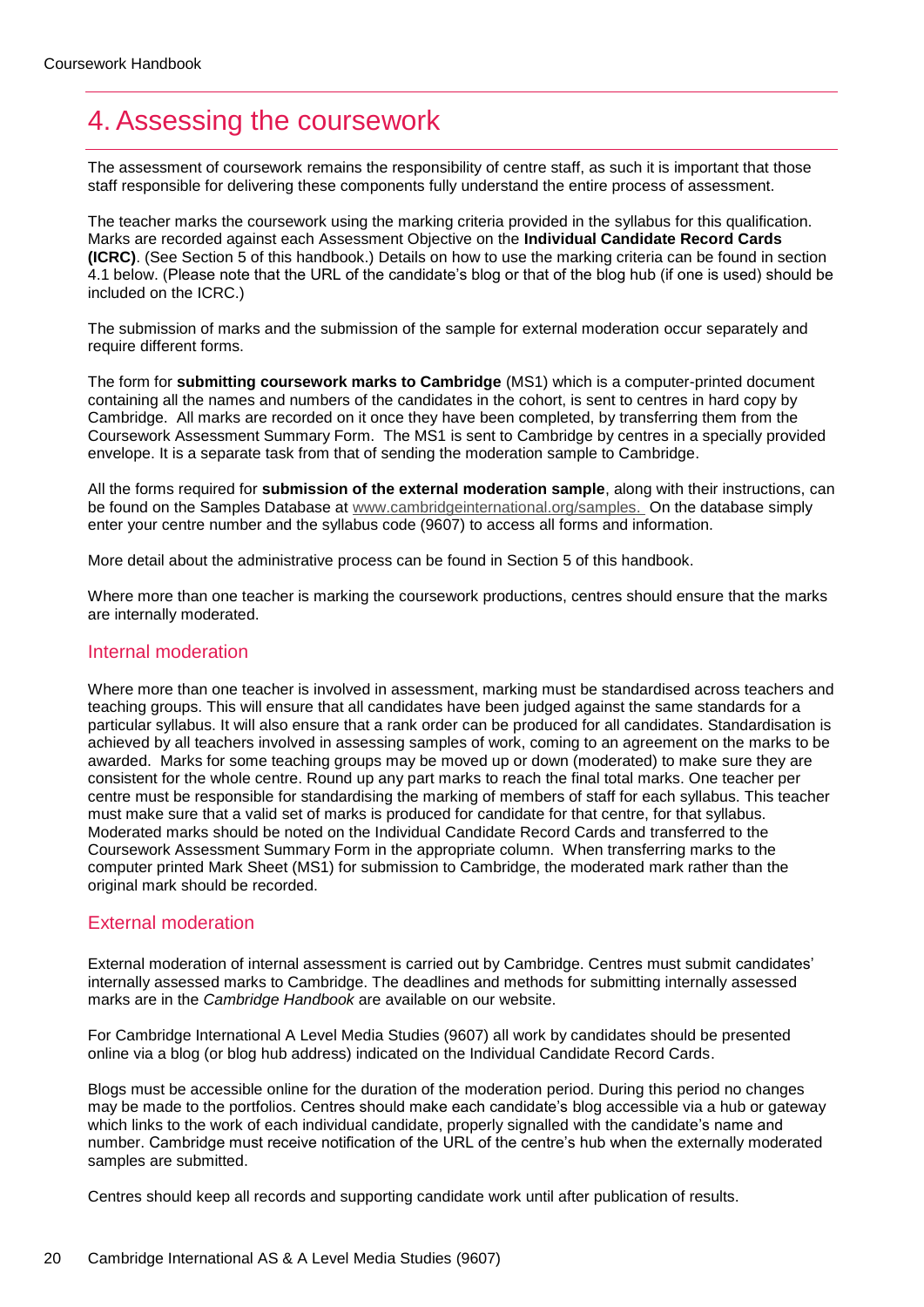# 4. Assessing the coursework

The assessment of coursework remains the responsibility of centre staff, as such it is important that those staff responsible for delivering these components fully understand the entire process of assessment.

The teacher marks the coursework using the marking criteria provided in the syllabus for this qualification. Marks are recorded against each Assessment Objective on the **Individual Candidate Record Cards (ICRC)**. (See Section 5 of this handbook.) Details on how to use the marking criteria can be found in section 4.1 below. (Please note that the URL of the candidate's blog or that of the blog hub (if one is used) should be included on the ICRC.)

The submission of marks and the submission of the sample for external moderation occur separately and require different forms.

The form for **submitting coursework marks to Cambridge** (MS1) which is a computer-printed document containing all the names and numbers of the candidates in the cohort, is sent to centres in hard copy by Cambridge. All marks are recorded on it once they have been completed, by transferring them from the Coursework Assessment Summary Form. The MS1 is sent to Cambridge by centres in a specially provided envelope. It is a separate task from that of sending the moderation sample to Cambridge.

All the forms required for **submission of the external moderation sample**, along with their instructions, can be found on the Samples Database at www.cambridgeinternational.org/samples. On the database simply enter your centre number and the syllabus code (9607) to access all forms and information.

More detail about the administrative process can be found in Section 5 of this handbook.

Where more than one teacher is marking the coursework productions, centres should ensure that the marks are internally moderated.

## Internal moderation

Where more than one teacher is involved in assessment, marking must be standardised across teachers and teaching groups. This will ensure that all candidates have been judged against the same standards for a particular syllabus. It will also ensure that a rank order can be produced for all candidates. Standardisation is achieved by all teachers involved in assessing samples of work, coming to an agreement on the marks to be awarded. Marks for some teaching groups may be moved up or down (moderated) to make sure they are consistent for the whole centre. Round up any part marks to reach the final total marks. One teacher per centre must be responsible for standardising the marking of members of staff for each syllabus. This teacher must make sure that a valid set of marks is produced for candidate for that centre, for that syllabus. Moderated marks should be noted on the Individual Candidate Record Cards and transferred to the Coursework Assessment Summary Form in the appropriate column. When transferring marks to the computer printed Mark Sheet (MS1) for submission to Cambridge, the moderated mark rather than the original mark should be recorded.

## External moderation

External moderation of internal assessment is carried out by Cambridge. Centres must submit candidates' internally assessed marks to Cambridge. The deadlines and methods for submitting internally assessed marks are in the *Cambridge Handbook* are available on our website.

For Cambridge International A Level Media Studies (9607) all work by candidates should be presented online via a blog (or blog hub address) indicated on the Individual Candidate Record Cards.

Blogs must be accessible online for the duration of the moderation period. During this period no changes may be made to the portfolios. Centres should make each candidate's blog accessible via a hub or gateway which links to the work of each individual candidate, properly signalled with the candidate's name and number. Cambridge must receive notification of the URL of the centre's hub when the externally moderated samples are submitted.

Centres should keep all records and supporting candidate work until after publication of results.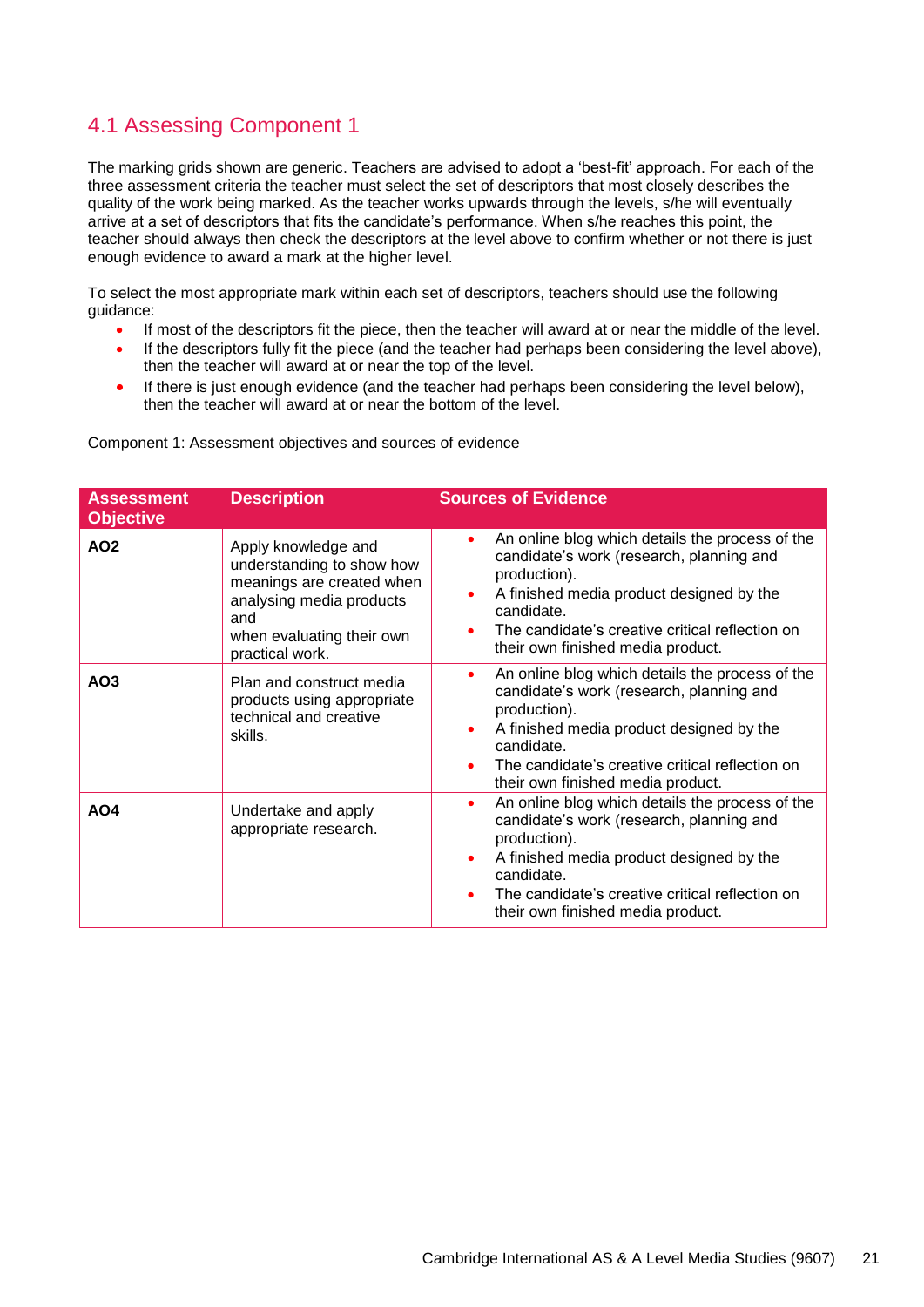## 4.1 Assessing Component 1

The marking grids shown are generic. Teachers are advised to adopt a 'best-fit' approach. For each of the three assessment criteria the teacher must select the set of descriptors that most closely describes the quality of the work being marked. As the teacher works upwards through the levels, s/he will eventually arrive at a set of descriptors that fits the candidate's performance. When s/he reaches this point, the teacher should always then check the descriptors at the level above to confirm whether or not there is just enough evidence to award a mark at the higher level.

To select the most appropriate mark within each set of descriptors, teachers should use the following guidance:

- If most of the descriptors fit the piece, then the teacher will award at or near the middle of the level.
- If the descriptors fully fit the piece (and the teacher had perhaps been considering the level above), then the teacher will award at or near the top of the level.
- If there is just enough evidence (and the teacher had perhaps been considering the level below), then the teacher will award at or near the bottom of the level.

Component 1: Assessment objectives and sources of evidence

| Assessment Objective | Description | Sources of Evidence |
|---|---|---|
| **AO2** | Apply knowledge and understanding to show how meanings are created when analysing media products and when evaluating their own practical work. | • An online blog which details the process of the candidate's work (research, planning and production).<br>• A finished media product designed by the candidate.<br>• The candidate's creative critical reflection on their own finished media product. |
| **AO3** | Plan and construct media products using appropriate technical and creative skills. | • An online blog which details the process of the candidate's work (research, planning and production).<br>• A finished media product designed by the candidate.<br>• The candidate's creative critical reflection on their own finished media product. |
| **AO4** | Undertake and apply appropriate research. | • An online blog which details the process of the candidate's work (research, planning and production).<br>• A finished media product designed by the candidate.<br>• The candidate's creative critical reflection on their own finished media product. |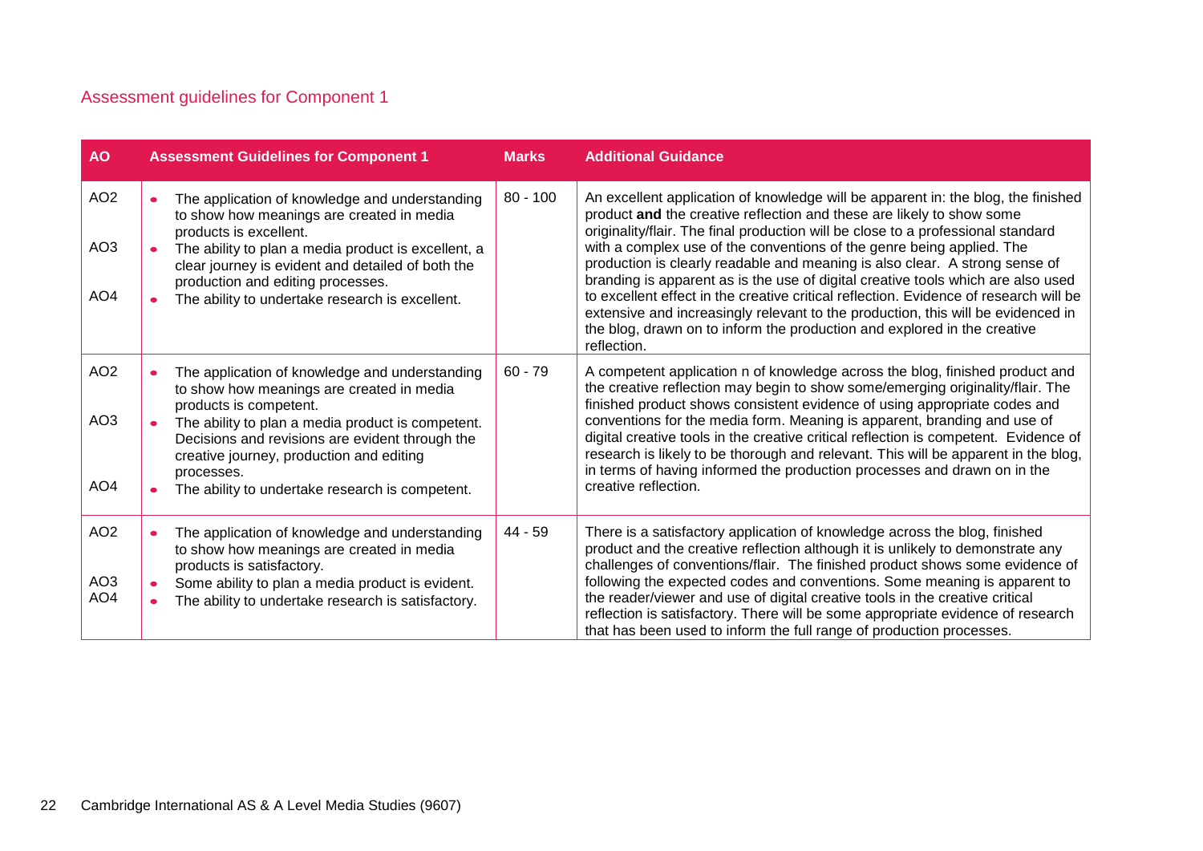## Assessment guidelines for Component 1

| AO | Assessment Guidelines for Component 1 | Marks | Additional Guidance |
|---|---|---|---|
| AO2<br><br>AO3<br><br>AO4 | • The application of knowledge and understanding to show how meanings are created in media products is excellent.<br>• The ability to plan a media product is excellent, a clear journey is evident and detailed of both the production and editing processes.<br>• The ability to undertake research is excellent. | 80 - 100 | An excellent application of knowledge will be apparent in: the blog, the finished product **and** the creative reflection and these are likely to show some originality/flair. The final production will be close to a professional standard with a complex use of the conventions of the genre being applied. The production is clearly readable and meaning is also clear. A strong sense of branding is apparent as is the use of digital creative tools which are also used to excellent effect in the creative critical reflection. Evidence of research will be extensive and increasingly relevant to the production, this will be evidenced in the blog, drawn on to inform the production and explored in the creative reflection. |
| AO2<br><br>AO3<br><br>AO4 | • The application of knowledge and understanding to show how meanings are created in media products is competent.<br>• The ability to plan a media product is competent. Decisions and revisions are evident through the creative journey, production and editing processes.<br>• The ability to undertake research is competent. | 60 - 79 | A competent application n of knowledge across the blog, finished product and the creative reflection may begin to show some/emerging originality/flair. The finished product shows consistent evidence of using appropriate codes and conventions for the media form. Meaning is apparent, branding and use of digital creative tools in the creative critical reflection is competent. Evidence of research is likely to be thorough and relevant. This will be apparent in the blog, in terms of having informed the production processes and drawn on in the creative reflection. |
| AO2<br><br>AO3<br>AO4 | • The application of knowledge and understanding to show how meanings are created in media products is satisfactory.<br>• Some ability to plan a media product is evident.<br>• The ability to undertake research is satisfactory. | 44 - 59 | There is a satisfactory application of knowledge across the blog, finished product and the creative reflection although it is unlikely to demonstrate any challenges of conventions/flair. The finished product shows some evidence of following the expected codes and conventions. Some meaning is apparent to the reader/viewer and use of digital creative tools in the creative critical reflection is satisfactory. There will be some appropriate evidence of research that has been used to inform the full range of production processes. |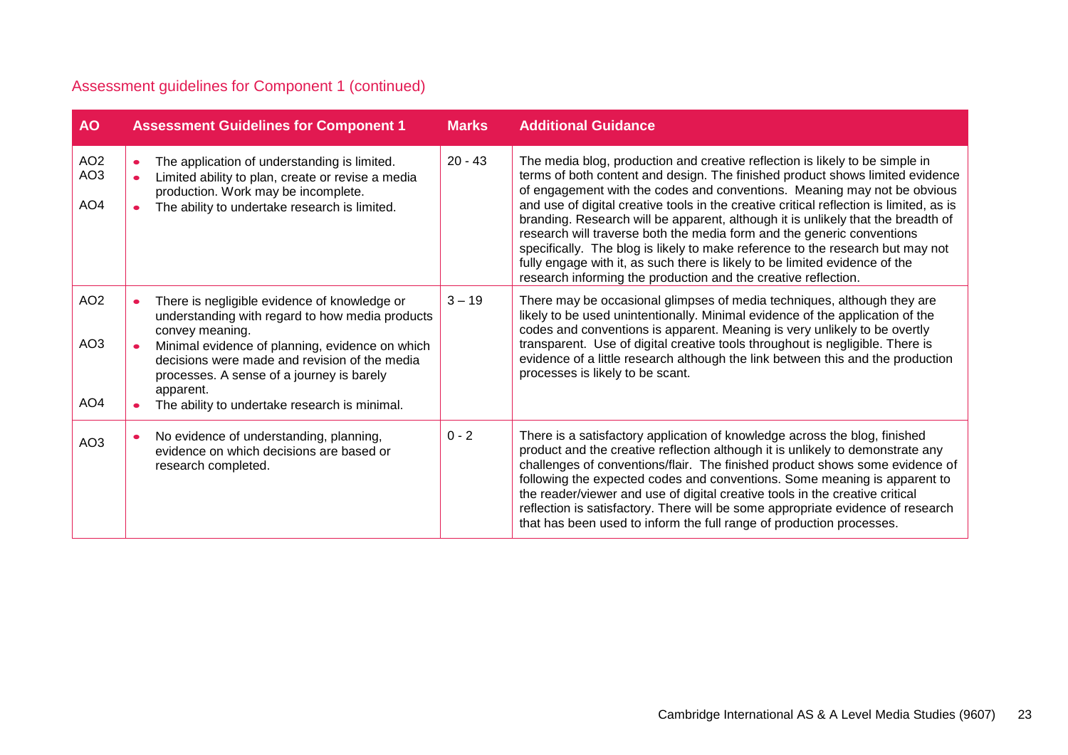Assessment guidelines for Component 1 (continued)

| AO | Assessment Guidelines for Component 1 | Marks | Additional Guidance |
|---|---|---|---|
| AO2<br>AO3<br>AO4 | • The application of understanding is limited.<br>• Limited ability to plan, create or revise a media production. Work may be incomplete.<br>• The ability to undertake research is limited. | 20 - 43 | The media blog, production and creative reflection is likely to be simple in terms of both content and design. The finished product shows limited evidence of engagement with the codes and conventions. Meaning may not be obvious and use of digital creative tools in the creative critical reflection is limited, as is branding. Research will be apparent, although it is unlikely that the breadth of research will traverse both the media form and the generic conventions specifically. The blog is likely to make reference to the research but may not fully engage with it, as such there is likely to be limited evidence of the research informing the production and the creative reflection. |
| AO2<br>AO3<br>AO4 | • There is negligible evidence of knowledge or understanding with regard to how media products convey meaning.<br>• Minimal evidence of planning, evidence on which decisions were made and revision of the media processes. A sense of a journey is barely apparent.<br>• The ability to undertake research is minimal. | 3 – 19 | There may be occasional glimpses of media techniques, although they are likely to be used unintentionally. Minimal evidence of the application of the codes and conventions is apparent. Meaning is very unlikely to be overtly transparent. Use of digital creative tools throughout is negligible. There is evidence of a little research although the link between this and the production processes is likely to be scant. |
| AO3 | • No evidence of understanding, planning, evidence on which decisions are based or research completed. | 0 - 2 | There is a satisfactory application of knowledge across the blog, finished product and the creative reflection although it is unlikely to demonstrate any challenges of conventions/flair. The finished product shows some evidence of following the expected codes and conventions. Some meaning is apparent to the reader/viewer and use of digital creative tools in the creative critical reflection is satisfactory. There will be some appropriate evidence of research that has been used to inform the full range of production processes. |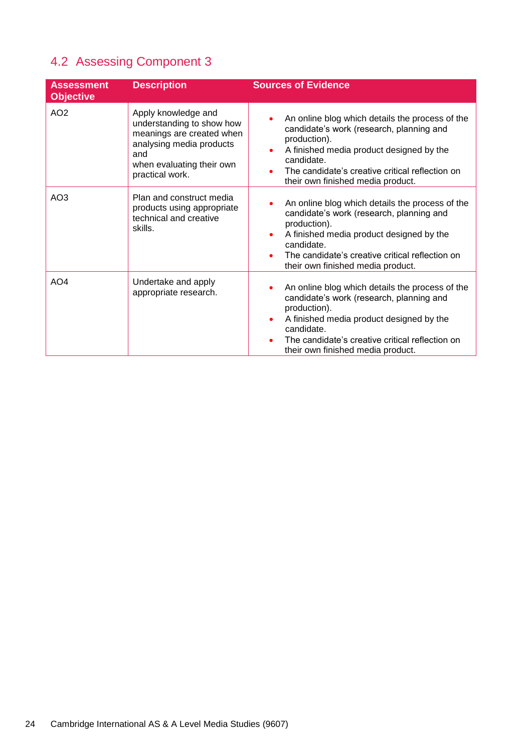## 4.2 Assessing Component 3

| Assessment Objective | Description | Sources of Evidence |
|---|---|---|
| AO2 | Apply knowledge and understanding to show how meanings are created when analysing media products and when evaluating their own practical work. | • An online blog which details the process of the candidate's work (research, planning and production).<br>• A finished media product designed by the candidate.<br>• The candidate's creative critical reflection on their own finished media product. |
| AO3 | Plan and construct media products using appropriate technical and creative skills. | • An online blog which details the process of the candidate's work (research, planning and production).<br>• A finished media product designed by the candidate.<br>• The candidate's creative critical reflection on their own finished media product. |
| AO4 | Undertake and apply appropriate research. | • An online blog which details the process of the candidate's work (research, planning and production).<br>• A finished media product designed by the candidate.<br>• The candidate's creative critical reflection on their own finished media product. |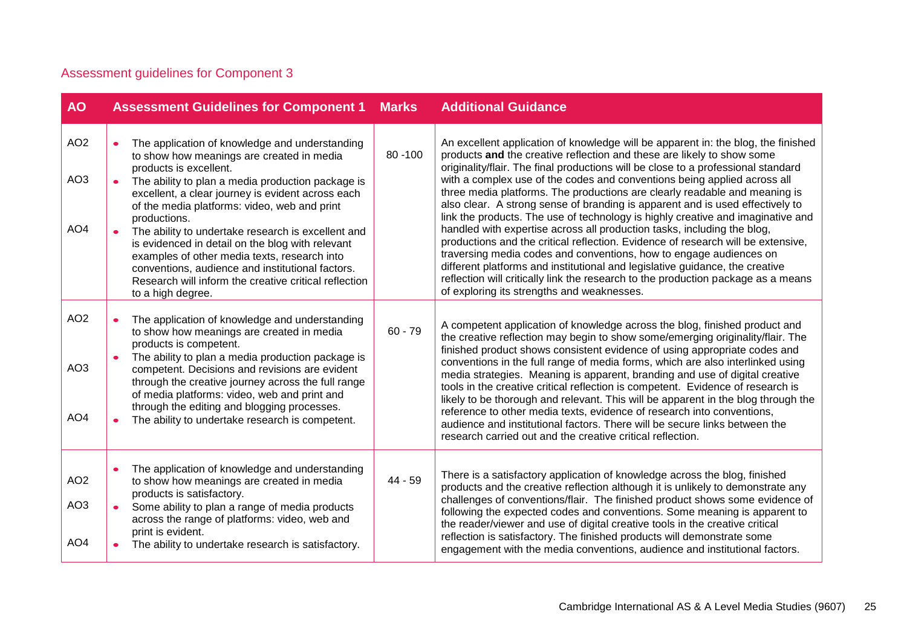## Assessment guidelines for Component 3

| AO | Assessment Guidelines for Component 1 | Marks | Additional Guidance |
|---|---|---|---|
| AO2<br><br>AO3<br><br>AO4 | • The application of knowledge and understanding to show how meanings are created in media products is excellent.<br>• The ability to plan a media production package is excellent, a clear journey is evident across each of the media platforms: video, web and print productions.<br>• The ability to undertake research is excellent and is evidenced in detail on the blog with relevant examples of other media texts, research into conventions, audience and institutional factors. Research will inform the creative critical reflection to a high degree. | 80 -100 | An excellent application of knowledge will be apparent in: the blog, the finished products **and** the creative reflection and these are likely to show some originality/flair. The final productions will be close to a professional standard with a complex use of the codes and conventions being applied across all three media platforms. The productions are clearly readable and meaning is also clear. A strong sense of branding is apparent and is used effectively to link the products. The use of technology is highly creative and imaginative and handled with expertise across all production tasks, including the blog, productions and the critical reflection. Evidence of research will be extensive, traversing media codes and conventions, how to engage audiences on different platforms and institutional and legislative guidance, the creative reflection will critically link the research to the production package as a means of exploring its strengths and weaknesses. |
| AO2<br><br>AO3<br><br>AO4 | • The application of knowledge and understanding to show how meanings are created in media products is competent.<br>• The ability to plan a media production package is competent. Decisions and revisions are evident through the creative journey across the full range of media platforms: video, web and print and through the editing and blogging processes.<br>• The ability to undertake research is competent. | 60 - 79 | A competent application of knowledge across the blog, finished product and the creative reflection may begin to show some/emerging originality/flair. The finished product shows consistent evidence of using appropriate codes and conventions in the full range of media forms, which are also interlinked using media strategies. Meaning is apparent, branding and use of digital creative tools in the creative critical reflection is competent. Evidence of research is likely to be thorough and relevant. This will be apparent in the blog through the reference to other media texts, evidence of research into conventions, audience and institutional factors. There will be secure links between the research carried out and the creative critical reflection. |
| AO2<br><br>AO3<br><br>AO4 | • The application of knowledge and understanding to show how meanings are created in media products is satisfactory.<br>• Some ability to plan a range of media products across the range of platforms: video, web and print is evident.<br>• The ability to undertake research is satisfactory. | 44 - 59 | There is a satisfactory application of knowledge across the blog, finished products and the creative reflection although it is unlikely to demonstrate any challenges of conventions/flair. The finished product shows some evidence of following the expected codes and conventions. Some meaning is apparent to the reader/viewer and use of digital creative tools in the creative critical reflection is satisfactory. The finished products will demonstrate some engagement with the media conventions, audience and institutional factors. |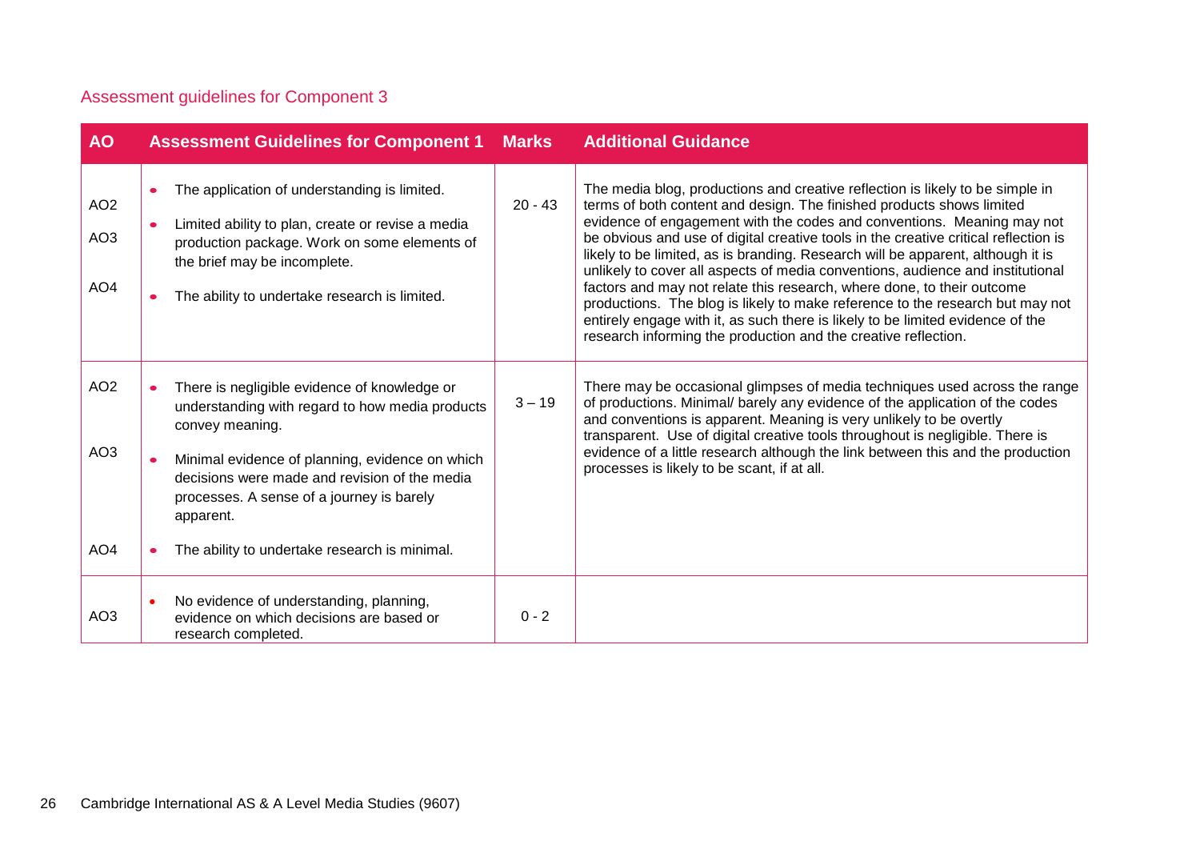## Assessment guidelines for Component 3

| AO | Assessment Guidelines for Component 1 | Marks | Additional Guidance |
|---|---|---|---|
| AO2<br>AO3<br>AO4 | • The application of understanding is limited.<br>• Limited ability to plan, create or revise a media production package. Work on some elements of the brief may be incomplete.<br>• The ability to undertake research is limited. | 20 - 43 | The media blog, productions and creative reflection is likely to be simple in terms of both content and design. The finished products shows limited evidence of engagement with the codes and conventions. Meaning may not be obvious and use of digital creative tools in the creative critical reflection is likely to be limited, as is branding. Research will be apparent, although it is unlikely to cover all aspects of media conventions, audience and institutional factors and may not relate this research, where done, to their outcome productions. The blog is likely to make reference to the research but may not entirely engage with it, as such there is likely to be limited evidence of the research informing the production and the creative reflection. |
| AO2<br>AO3<br>AO4 | • There is negligible evidence of knowledge or understanding with regard to how media products convey meaning.<br>• Minimal evidence of planning, evidence on which decisions were made and revision of the media processes. A sense of a journey is barely apparent.<br>• The ability to undertake research is minimal. | 3 – 19 | There may be occasional glimpses of media techniques used across the range of productions. Minimal/ barely any evidence of the application of the codes and conventions is apparent. Meaning is very unlikely to be overtly transparent. Use of digital creative tools throughout is negligible. There is evidence of a little research although the link between this and the production processes is likely to be scant, if at all. |
| AO3 | • No evidence of understanding, planning, evidence on which decisions are based or research completed. | 0 - 2 | |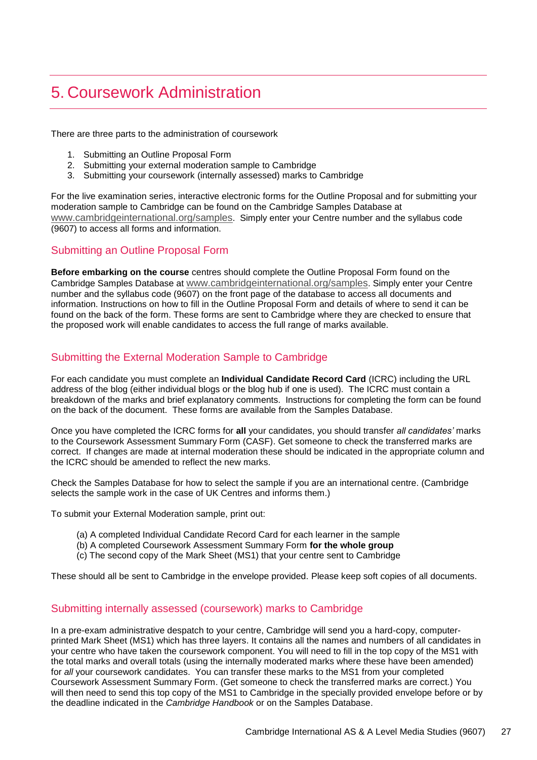# 5. Coursework Administration

There are three parts to the administration of coursework

1. Submitting an Outline Proposal Form
2. Submitting your external moderation sample to Cambridge
3. Submitting your coursework (internally assessed) marks to Cambridge

For the live examination series, interactive electronic forms for the Outline Proposal and for submitting your moderation sample to Cambridge can be found on the Cambridge Samples Database at www.cambridgeinternational.org/samples. Simply enter your Centre number and the syllabus code (9607) to access all forms and information.

## Submitting an Outline Proposal Form

**Before embarking on the course** centres should complete the Outline Proposal Form found on the Cambridge Samples Database at www.cambridgeinternational.org/samples. Simply enter your Centre number and the syllabus code (9607) on the front page of the database to access all documents and information. Instructions on how to fill in the Outline Proposal Form and details of where to send it can be found on the back of the form. These forms are sent to Cambridge where they are checked to ensure that the proposed work will enable candidates to access the full range of marks available.

## Submitting the External Moderation Sample to Cambridge

For each candidate you must complete an **Individual Candidate Record Card** (ICRC) including the URL address of the blog (either individual blogs or the blog hub if one is used). The ICRC must contain a breakdown of the marks and brief explanatory comments. Instructions for completing the form can be found on the back of the document. These forms are available from the Samples Database.

Once you have completed the ICRC forms for **all** your candidates, you should transfer *all candidates'* marks to the Coursework Assessment Summary Form (CASF). Get someone to check the transferred marks are correct. If changes are made at internal moderation these should be indicated in the appropriate column and the ICRC should be amended to reflect the new marks.

Check the Samples Database for how to select the sample if you are an international centre. (Cambridge selects the sample work in the case of UK Centres and informs them.)

To submit your External Moderation sample, print out:

(a) A completed Individual Candidate Record Card for each learner in the sample
(b) A completed Coursework Assessment Summary Form **for the whole group**
(c) The second copy of the Mark Sheet (MS1) that your centre sent to Cambridge

These should all be sent to Cambridge in the envelope provided. Please keep soft copies of all documents.

## Submitting internally assessed (coursework) marks to Cambridge

In a pre-exam administrative despatch to your centre, Cambridge will send you a hard-copy, computer-printed Mark Sheet (MS1) which has three layers. It contains all the names and numbers of all candidates in your centre who have taken the coursework component. You will need to fill in the top copy of the MS1 with the total marks and overall totals (using the internally moderated marks where these have been amended) for *all* your coursework candidates. You can transfer these marks to the MS1 from your completed Coursework Assessment Summary Form. (Get someone to check the transferred marks are correct.) You will then need to send this top copy of the MS1 to Cambridge in the specially provided envelope before or by the deadline indicated in the *Cambridge Handbook* or on the Samples Database.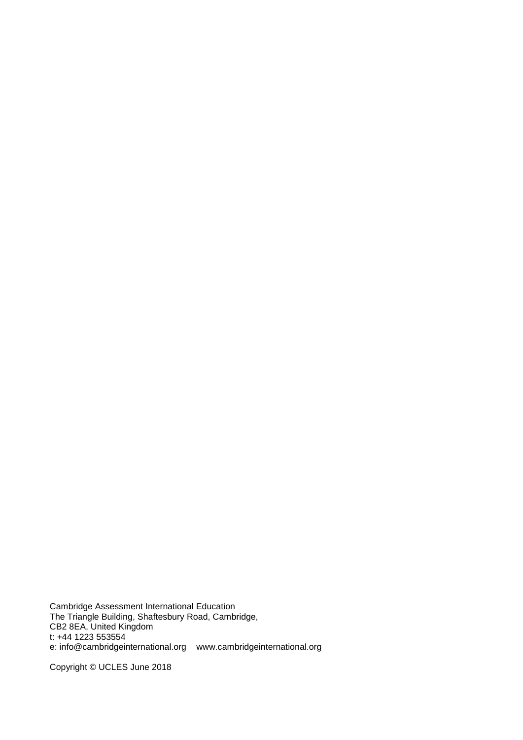Cambridge Assessment International Education
The Triangle Building, Shaftesbury Road, Cambridge,
CB2 8EA, United Kingdom
t: +44 1223 553554
e: info@cambridgeinternational.org    www.cambridgeinternational.org

Copyright © UCLES June 2018